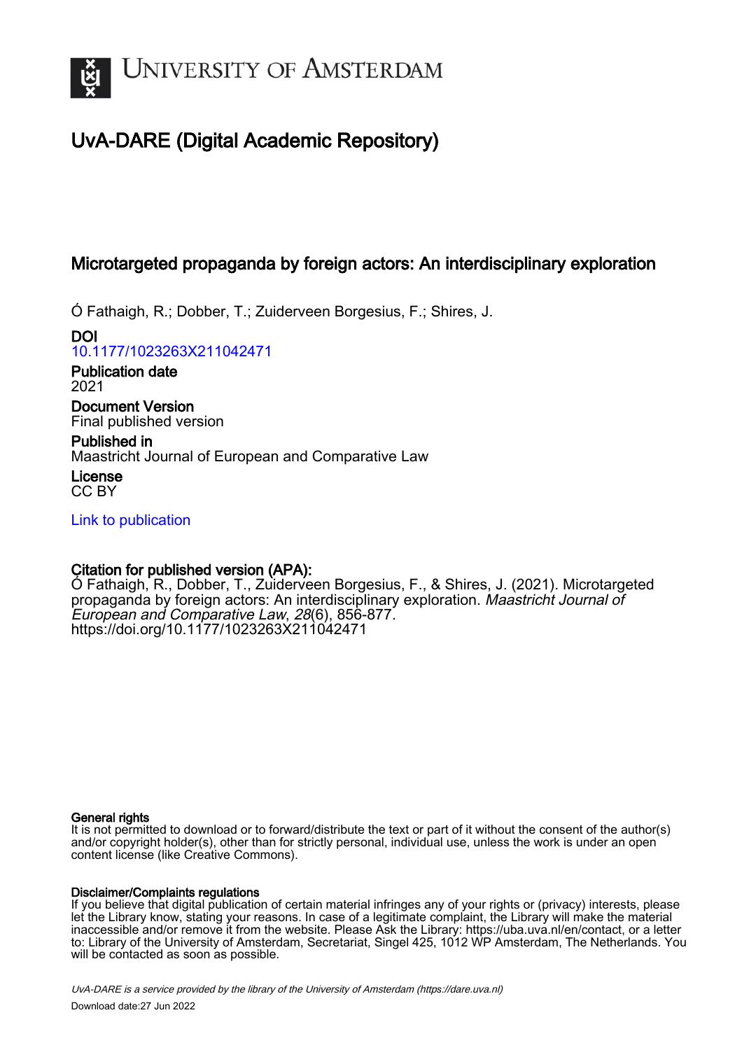UNIVERSITY OF AMSTERDAM

# UvA-DARE (Digital Academic Repository)

## Microtargeted propaganda by foreign actors: An interdisciplinary exploration

Ó Fathaigh, R.; Dobber, T.; Zuiderveen Borgesius, F.; Shires, J.

**DOI**
10.1177/1023263X211042471

**Publication date**
2021

**Document Version**
Final published version

**Published in**
Maastricht Journal of European and Comparative Law

**License**
CC BY

Link to publication

**Citation for published version (APA):**
Ó Fathaigh, R., Dobber, T., Zuiderveen Borgesius, F., & Shires, J. (2021). Microtargeted propaganda by foreign actors: An interdisciplinary exploration. *Maastricht Journal of European and Comparative Law*, *28*(6), 856-877. https://doi.org/10.1177/1023263X211042471

**General rights**
It is not permitted to download or to forward/distribute the text or part of it without the consent of the author(s) and/or copyright holder(s), other than for strictly personal, individual use, unless the work is under an open content license (like Creative Commons).

**Disclaimer/Complaints regulations**
If you believe that digital publication of certain material infringes any of your rights or (privacy) interests, please let the Library know, stating your reasons. In case of a legitimate complaint, the Library will make the material inaccessible and/or remove it from the website. Please Ask the Library: https://uba.uva.nl/en/contact, or a letter to: Library of the University of Amsterdam, Secretariat, Singel 425, 1012 WP Amsterdam, The Netherlands. You will be contacted as soon as possible.

*UvA-DARE is a service provided by the library of the University of Amsterdam (https://dare.uva.nl)*
Download date:27 Jun 2022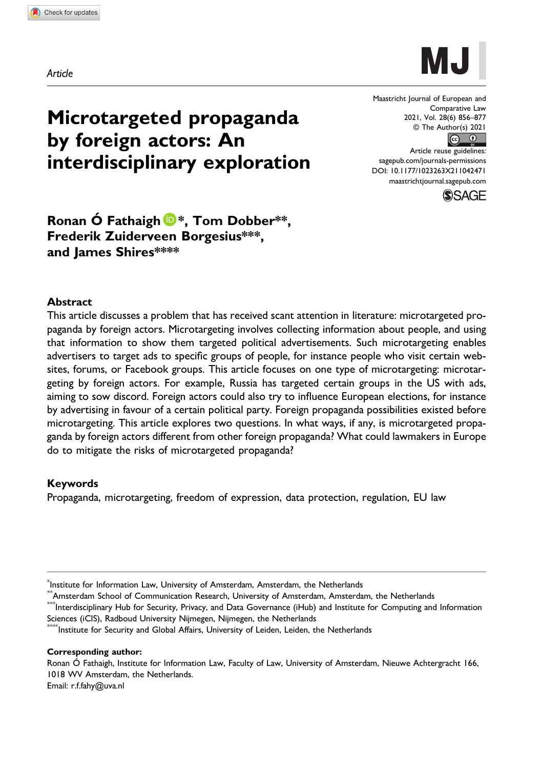Article

# Microtargeted propaganda by foreign actors: An interdisciplinary exploration

**Ronan Ó Fathaigh\*, Tom Dobber\*\*, Frederik Zuiderveen Borgesius\*\*\*, and James Shires\*\*\*\***

## Abstract

This article discusses a problem that has received scant attention in literature: microtargeted propaganda by foreign actors. Microtargeting involves collecting information about people, and using that information to show them targeted political advertisements. Such microtargeting enables advertisers to target ads to specific groups of people, for instance people who visit certain websites, forums, or Facebook groups. This article focuses on one type of microtargeting: microtargeting by foreign actors. For example, Russia has targeted certain groups in the US with ads, aiming to sow discord. Foreign actors could also try to influence European elections, for instance by advertising in favour of a certain political party. Foreign propaganda possibilities existed before microtargeting. This article explores two questions. In what ways, if any, is microtargeted propaganda by foreign actors different from other foreign propaganda? What could lawmakers in Europe do to mitigate the risks of microtargeted propaganda?

## Keywords

Propaganda, microtargeting, freedom of expression, data protection, regulation, EU law

\*Institute for Information Law, University of Amsterdam, Amsterdam, the Netherlands

\*\*Amsterdam School of Communication Research, University of Amsterdam, Amsterdam, the Netherlands

\*\*\*Interdisciplinary Hub for Security, Privacy, and Data Governance (iHub) and Institute for Computing and Information Sciences (iCIS), Radboud University Nijmegen, Nijmegen, the Netherlands

\*\*\*\*Institute for Security and Global Affairs, University of Leiden, Leiden, the Netherlands

**Corresponding author:**
Ronan Ó Fathaigh, Institute for Information Law, Faculty of Law, University of Amsterdam, Nieuwe Achtergracht 166, 1018 WV Amsterdam, the Netherlands.
Email: r.f.fahy@uva.nl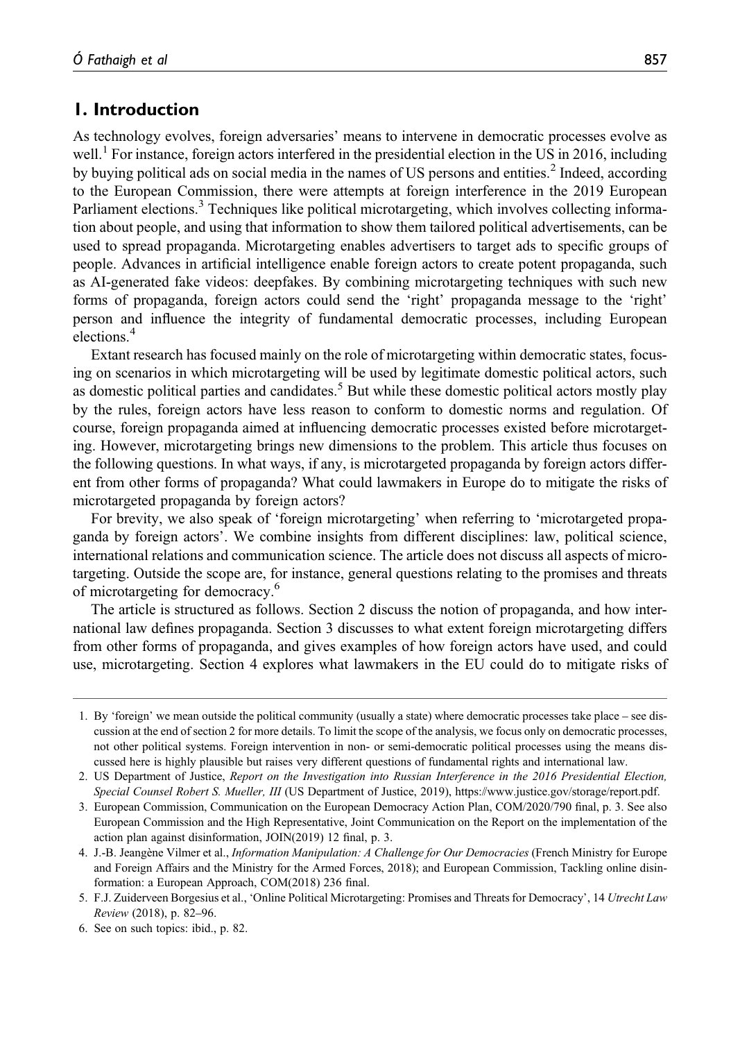## 1. Introduction

As technology evolves, foreign adversaries' means to intervene in democratic processes evolve as well.[1] For instance, foreign actors interfered in the presidential election in the US in 2016, including by buying political ads on social media in the names of US persons and entities.[2] Indeed, according to the European Commission, there were attempts at foreign interference in the 2019 European Parliament elections.[3] Techniques like political microtargeting, which involves collecting information about people, and using that information to show them tailored political advertisements, can be used to spread propaganda. Microtargeting enables advertisers to target ads to specific groups of people. Advances in artificial intelligence enable foreign actors to create potent propaganda, such as AI-generated fake videos: deepfakes. By combining microtargeting techniques with such new forms of propaganda, foreign actors could send the 'right' propaganda message to the 'right' person and influence the integrity of fundamental democratic processes, including European elections.[4]

Extant research has focused mainly on the role of microtargeting within democratic states, focusing on scenarios in which microtargeting will be used by legitimate domestic political actors, such as domestic political parties and candidates.[5] But while these domestic political actors mostly play by the rules, foreign actors have less reason to conform to domestic norms and regulation. Of course, foreign propaganda aimed at influencing democratic processes existed before microtargeting. However, microtargeting brings new dimensions to the problem. This article thus focuses on the following questions. In what ways, if any, is microtargeted propaganda by foreign actors different from other forms of propaganda? What could lawmakers in Europe do to mitigate the risks of microtargeted propaganda by foreign actors?

For brevity, we also speak of 'foreign microtargeting' when referring to 'microtargeted propaganda by foreign actors'. We combine insights from different disciplines: law, political science, international relations and communication science. The article does not discuss all aspects of microtargeting. Outside the scope are, for instance, general questions relating to the promises and threats of microtargeting for democracy.[6]

The article is structured as follows. Section 2 discuss the notion of propaganda, and how international law defines propaganda. Section 3 discusses to what extent foreign microtargeting differs from other forms of propaganda, and gives examples of how foreign actors have used, and could use, microtargeting. Section 4 explores what lawmakers in the EU could do to mitigate risks of

---

1. By 'foreign' we mean outside the political community (usually a state) where democratic processes take place – see discussion at the end of section 2 for more details. To limit the scope of the analysis, we focus only on democratic processes, not other political systems. Foreign intervention in non- or semi-democratic political processes using the means discussed here is highly plausible but raises very different questions of fundamental rights and international law.
2. US Department of Justice, *Report on the Investigation into Russian Interference in the 2016 Presidential Election, Special Counsel Robert S. Mueller, III* (US Department of Justice, 2019), https://www.justice.gov/storage/report.pdf.
3. European Commission, Communication on the European Democracy Action Plan, COM/2020/790 final, p. 3. See also European Commission and the High Representative, Joint Communication on the Report on the implementation of the action plan against disinformation, JOIN(2019) 12 final, p. 3.
4. J.-B. Jeangène Vilmer et al., *Information Manipulation: A Challenge for Our Democracies* (French Ministry for Europe and Foreign Affairs and the Ministry for the Armed Forces, 2018); and European Commission, Tackling online disinformation: a European Approach, COM(2018) 236 final.
5. F.J. Zuiderveen Borgesius et al., 'Online Political Microtargeting: Promises and Threats for Democracy', 14 *Utrecht Law Review* (2018), p. 82–96.
6. See on such topics: ibid., p. 82.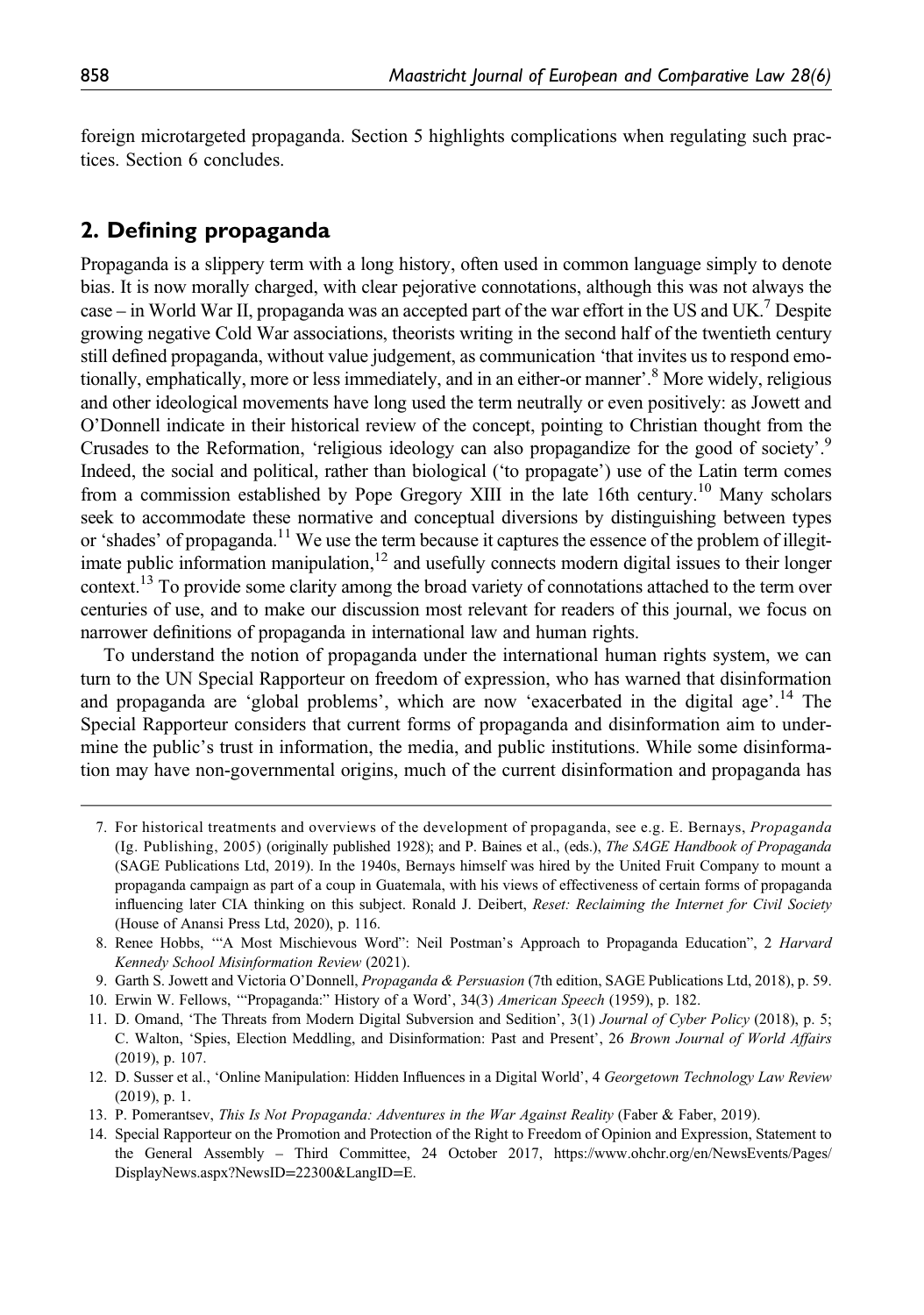foreign microtargeted propaganda. Section 5 highlights complications when regulating such practices. Section 6 concludes.

## 2. Defining propaganda

Propaganda is a slippery term with a long history, often used in common language simply to denote bias. It is now morally charged, with clear pejorative connotations, although this was not always the case – in World War II, propaganda was an accepted part of the war effort in the US and UK.[7] Despite growing negative Cold War associations, theorists writing in the second half of the twentieth century still defined propaganda, without value judgement, as communication 'that invites us to respond emotionally, emphatically, more or less immediately, and in an either-or manner'.[8] More widely, religious and other ideological movements have long used the term neutrally or even positively: as Jowett and O'Donnell indicate in their historical review of the concept, pointing to Christian thought from the Crusades to the Reformation, 'religious ideology can also propagandize for the good of society'.[9] Indeed, the social and political, rather than biological ('to propagate') use of the Latin term comes from a commission established by Pope Gregory XIII in the late 16th century.[10] Many scholars seek to accommodate these normative and conceptual diversions by distinguishing between types or 'shades' of propaganda.[11] We use the term because it captures the essence of the problem of illegitimate public information manipulation,[12] and usefully connects modern digital issues to their longer context.[13] To provide some clarity among the broad variety of connotations attached to the term over centuries of use, and to make our discussion most relevant for readers of this journal, we focus on narrower definitions of propaganda in international law and human rights.

To understand the notion of propaganda under the international human rights system, we can turn to the UN Special Rapporteur on freedom of expression, who has warned that disinformation and propaganda are 'global problems', which are now 'exacerbated in the digital age'.[14] The Special Rapporteur considers that current forms of propaganda and disinformation aim to undermine the public's trust in information, the media, and public institutions. While some disinformation may have non-governmental origins, much of the current disinformation and propaganda has

---

7. For historical treatments and overviews of the development of propaganda, see e.g. E. Bernays, *Propaganda* (Ig. Publishing, 2005) (originally published 1928); and P. Baines et al., (eds.), *The SAGE Handbook of Propaganda* (SAGE Publications Ltd, 2019). In the 1940s, Bernays himself was hired by the United Fruit Company to mount a propaganda campaign as part of a coup in Guatemala, with his views of effectiveness of certain forms of propaganda influencing later CIA thinking on this subject. Ronald J. Deibert, *Reset: Reclaiming the Internet for Civil Society* (House of Anansi Press Ltd, 2020), p. 116.
8. Renee Hobbs, '"A Most Mischievous Word": Neil Postman's Approach to Propaganda Education", 2 *Harvard Kennedy School Misinformation Review* (2021).
9. Garth S. Jowett and Victoria O'Donnell, *Propaganda & Persuasion* (7th edition, SAGE Publications Ltd, 2018), p. 59.
10. Erwin W. Fellows, '"Propaganda:" History of a Word', 34(3) *American Speech* (1959), p. 182.
11. D. Omand, 'The Threats from Modern Digital Subversion and Sedition', 3(1) *Journal of Cyber Policy* (2018), p. 5; C. Walton, 'Spies, Election Meddling, and Disinformation: Past and Present', 26 *Brown Journal of World Affairs* (2019), p. 107.
12. D. Susser et al., 'Online Manipulation: Hidden Influences in a Digital World', 4 *Georgetown Technology Law Review* (2019), p. 1.
13. P. Pomerantsev, *This Is Not Propaganda: Adventures in the War Against Reality* (Faber & Faber, 2019).
14. Special Rapporteur on the Promotion and Protection of the Right to Freedom of Opinion and Expression, Statement to the General Assembly – Third Committee, 24 October 2017, https://www.ohchr.org/en/NewsEvents/Pages/DisplayNews.aspx?NewsID=22300&LangID=E.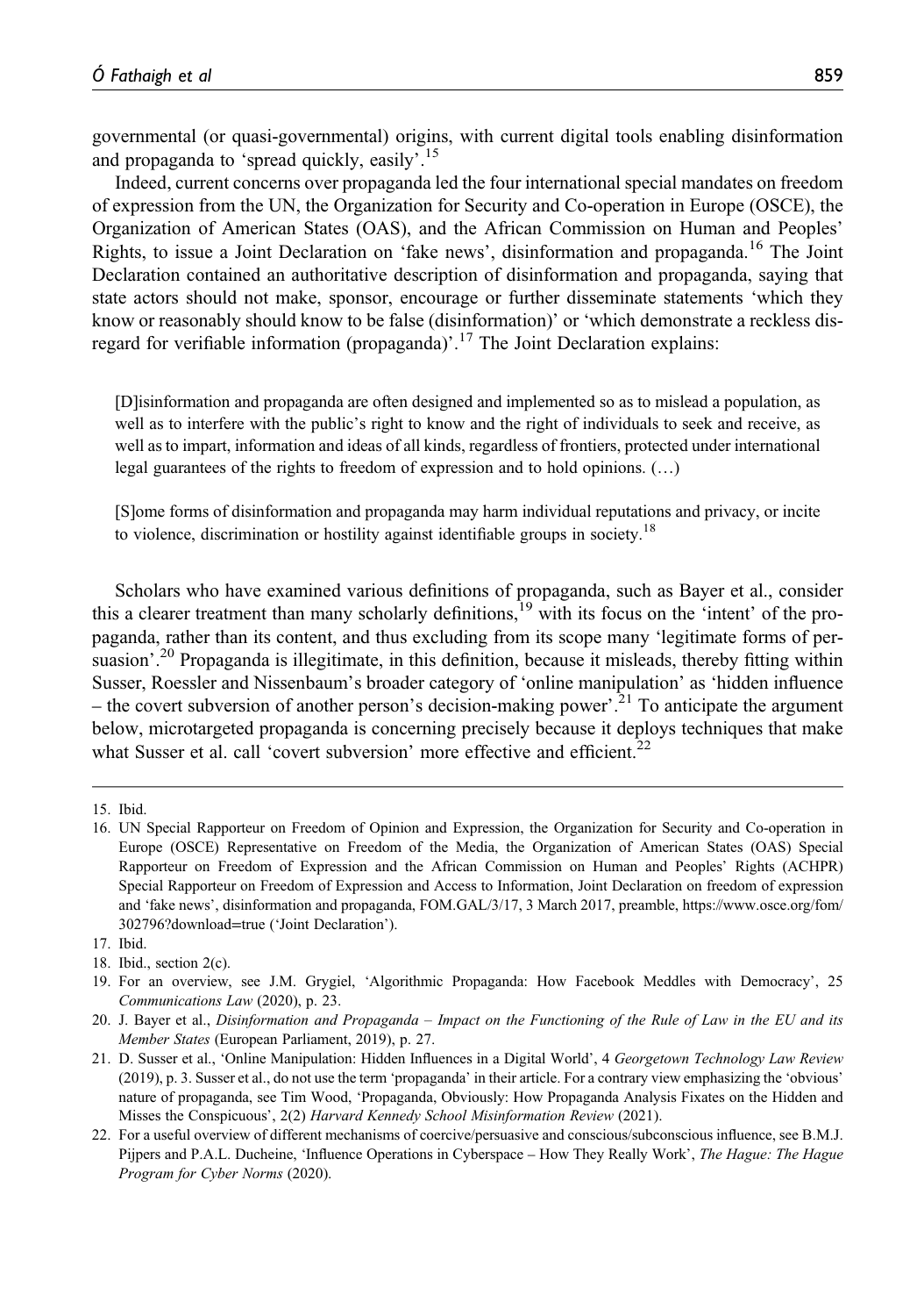governmental (or quasi-governmental) origins, with current digital tools enabling disinformation and propaganda to 'spread quickly, easily'.[15]

Indeed, current concerns over propaganda led the four international special mandates on freedom of expression from the UN, the Organization for Security and Co-operation in Europe (OSCE), the Organization of American States (OAS), and the African Commission on Human and Peoples' Rights, to issue a Joint Declaration on 'fake news', disinformation and propaganda.[16] The Joint Declaration contained an authoritative description of disinformation and propaganda, saying that state actors should not make, sponsor, encourage or further disseminate statements 'which they know or reasonably should know to be false (disinformation)' or 'which demonstrate a reckless disregard for verifiable information (propaganda)'.[17] The Joint Declaration explains:

> [D]isinformation and propaganda are often designed and implemented so as to mislead a population, as well as to interfere with the public's right to know and the right of individuals to seek and receive, as well as to impart, information and ideas of all kinds, regardless of frontiers, protected under international legal guarantees of the rights to freedom of expression and to hold opinions. (…)
>
> [S]ome forms of disinformation and propaganda may harm individual reputations and privacy, or incite to violence, discrimination or hostility against identifiable groups in society.[18]

Scholars who have examined various definitions of propaganda, such as Bayer et al., consider this a clearer treatment than many scholarly definitions,[19] with its focus on the 'intent' of the propaganda, rather than its content, and thus excluding from its scope many 'legitimate forms of persuasion'.[20] Propaganda is illegitimate, in this definition, because it misleads, thereby fitting within Susser, Roessler and Nissenbaum's broader category of 'online manipulation' as 'hidden influence – the covert subversion of another person's decision-making power'.[21] To anticipate the argument below, microtargeted propaganda is concerning precisely because it deploys techniques that make what Susser et al. call 'covert subversion' more effective and efficient.[22]

---

15. Ibid.
16. UN Special Rapporteur on Freedom of Opinion and Expression, the Organization for Security and Co-operation in Europe (OSCE) Representative on Freedom of the Media, the Organization of American States (OAS) Special Rapporteur on Freedom of Expression and the African Commission on Human and Peoples' Rights (ACHPR) Special Rapporteur on Freedom of Expression and Access to Information, Joint Declaration on freedom of expression and 'fake news', disinformation and propaganda, FOM.GAL/3/17, 3 March 2017, preamble, https://www.osce.org/fom/302796?download=true ('Joint Declaration').
17. Ibid.
18. Ibid., section 2(c).
19. For an overview, see J.M. Grygiel, 'Algorithmic Propaganda: How Facebook Meddles with Democracy', 25 *Communications Law* (2020), p. 23.
20. J. Bayer et al., *Disinformation and Propaganda – Impact on the Functioning of the Rule of Law in the EU and its Member States* (European Parliament, 2019), p. 27.
21. D. Susser et al., 'Online Manipulation: Hidden Influences in a Digital World', 4 *Georgetown Technology Law Review* (2019), p. 3. Susser et al., do not use the term 'propaganda' in their article. For a contrary view emphasizing the 'obvious' nature of propaganda, see Tim Wood, 'Propaganda, Obviously: How Propaganda Analysis Fixates on the Hidden and Misses the Conspicuous', 2(2) *Harvard Kennedy School Misinformation Review* (2021).
22. For a useful overview of different mechanisms of coercive/persuasive and conscious/subconscious influence, see B.M.J. Pijpers and P.A.L. Ducheine, 'Influence Operations in Cyberspace – How They Really Work', *The Hague: The Hague Program for Cyber Norms* (2020).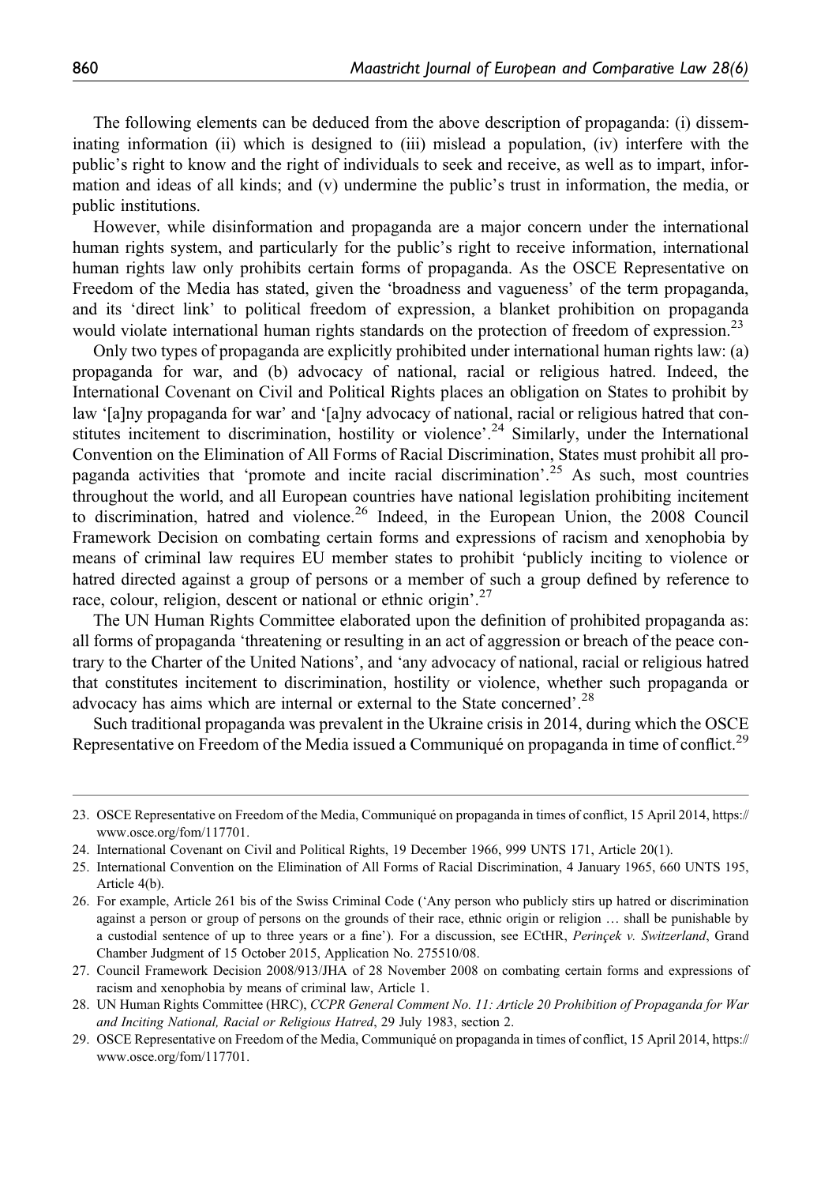The following elements can be deduced from the above description of propaganda: (i) disseminating information (ii) which is designed to (iii) mislead a population, (iv) interfere with the public's right to know and the right of individuals to seek and receive, as well as to impart, information and ideas of all kinds; and (v) undermine the public's trust in information, the media, or public institutions.

However, while disinformation and propaganda are a major concern under the international human rights system, and particularly for the public's right to receive information, international human rights law only prohibits certain forms of propaganda. As the OSCE Representative on Freedom of the Media has stated, given the 'broadness and vagueness' of the term propaganda, and its 'direct link' to political freedom of expression, a blanket prohibition on propaganda would violate international human rights standards on the protection of freedom of expression.[23]

Only two types of propaganda are explicitly prohibited under international human rights law: (a) propaganda for war, and (b) advocacy of national, racial or religious hatred. Indeed, the International Covenant on Civil and Political Rights places an obligation on States to prohibit by law '[a]ny propaganda for war' and '[a]ny advocacy of national, racial or religious hatred that constitutes incitement to discrimination, hostility or violence'.[24] Similarly, under the International Convention on the Elimination of All Forms of Racial Discrimination, States must prohibit all propaganda activities that 'promote and incite racial discrimination'.[25] As such, most countries throughout the world, and all European countries have national legislation prohibiting incitement to discrimination, hatred and violence.[26] Indeed, in the European Union, the 2008 Council Framework Decision on combating certain forms and expressions of racism and xenophobia by means of criminal law requires EU member states to prohibit 'publicly inciting to violence or hatred directed against a group of persons or a member of such a group defined by reference to race, colour, religion, descent or national or ethnic origin'.[27]

The UN Human Rights Committee elaborated upon the definition of prohibited propaganda as: all forms of propaganda 'threatening or resulting in an act of aggression or breach of the peace contrary to the Charter of the United Nations', and 'any advocacy of national, racial or religious hatred that constitutes incitement to discrimination, hostility or violence, whether such propaganda or advocacy has aims which are internal or external to the State concerned'.[28]

Such traditional propaganda was prevalent in the Ukraine crisis in 2014, during which the OSCE Representative on Freedom of the Media issued a Communiqué on propaganda in time of conflict.[29]

---

23. OSCE Representative on Freedom of the Media, Communiqué on propaganda in times of conflict, 15 April 2014, https://www.osce.org/fom/117701.
24. International Covenant on Civil and Political Rights, 19 December 1966, 999 UNTS 171, Article 20(1).
25. International Convention on the Elimination of All Forms of Racial Discrimination, 4 January 1965, 660 UNTS 195, Article 4(b).
26. For example, Article 261 bis of the Swiss Criminal Code ('Any person who publicly stirs up hatred or discrimination against a person or group of persons on the grounds of their race, ethnic origin or religion … shall be punishable by a custodial sentence of up to three years or a fine'). For a discussion, see ECtHR, *Perinçek v. Switzerland*, Grand Chamber Judgment of 15 October 2015, Application No. 275510/08.
27. Council Framework Decision 2008/913/JHA of 28 November 2008 on combating certain forms and expressions of racism and xenophobia by means of criminal law, Article 1.
28. UN Human Rights Committee (HRC), *CCPR General Comment No. 11: Article 20 Prohibition of Propaganda for War and Inciting National, Racial or Religious Hatred*, 29 July 1983, section 2.
29. OSCE Representative on Freedom of the Media, Communiqué on propaganda in times of conflict, 15 April 2014, https://www.osce.org/fom/117701.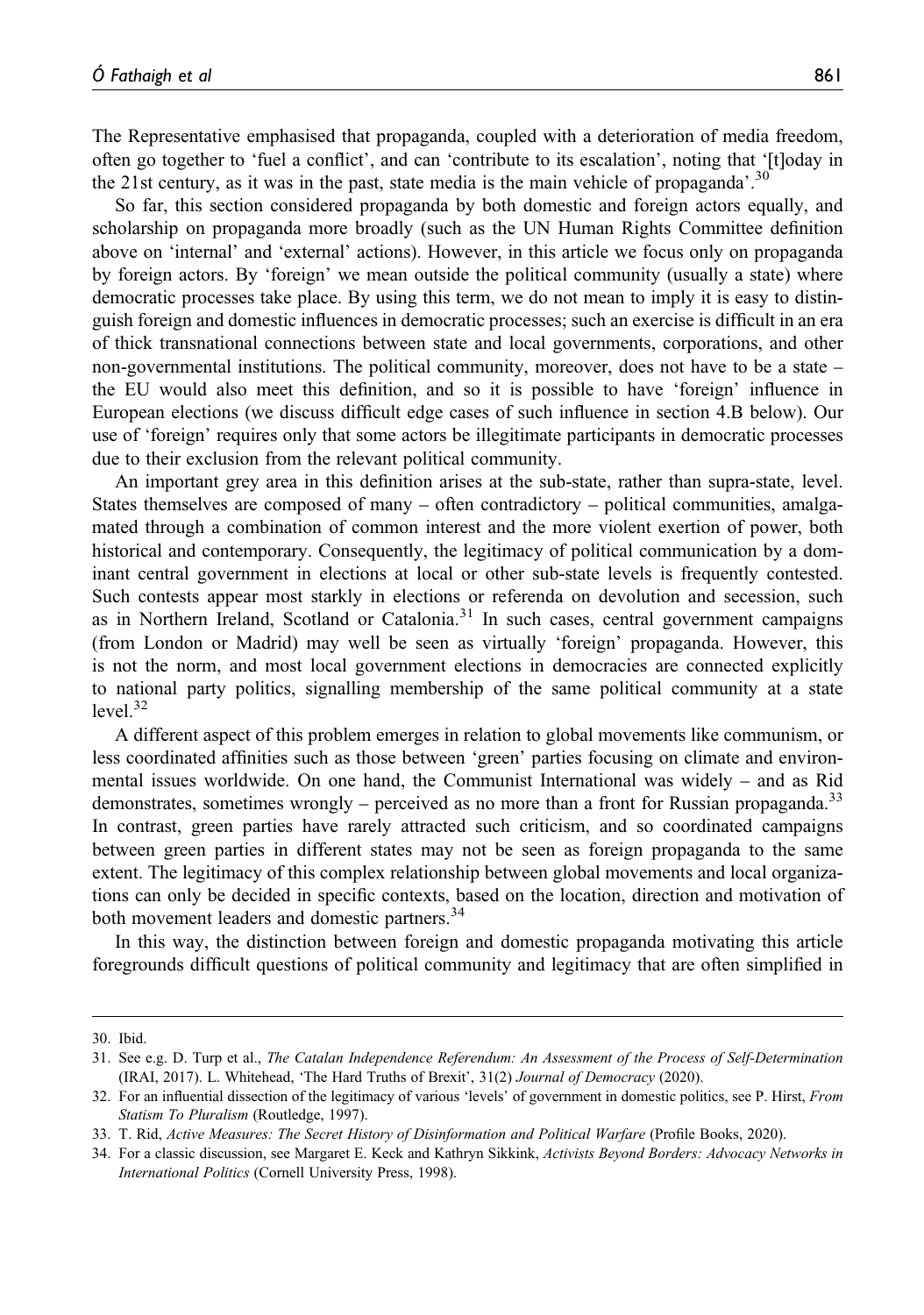The Representative emphasised that propaganda, coupled with a deterioration of media freedom, often go together to 'fuel a conflict', and can 'contribute to its escalation', noting that '[t]oday in the 21st century, as it was in the past, state media is the main vehicle of propaganda'.[30]

So far, this section considered propaganda by both domestic and foreign actors equally, and scholarship on propaganda more broadly (such as the UN Human Rights Committee definition above on 'internal' and 'external' actions). However, in this article we focus only on propaganda by foreign actors. By 'foreign' we mean outside the political community (usually a state) where democratic processes take place. By using this term, we do not mean to imply it is easy to distinguish foreign and domestic influences in democratic processes; such an exercise is difficult in an era of thick transnational connections between state and local governments, corporations, and other non-governmental institutions. The political community, moreover, does not have to be a state – the EU would also meet this definition, and so it is possible to have 'foreign' influence in European elections (we discuss difficult edge cases of such influence in section 4.B below). Our use of 'foreign' requires only that some actors be illegitimate participants in democratic processes due to their exclusion from the relevant political community.

An important grey area in this definition arises at the sub-state, rather than supra-state, level. States themselves are composed of many – often contradictory – political communities, amalgamated through a combination of common interest and the more violent exertion of power, both historical and contemporary. Consequently, the legitimacy of political communication by a dominant central government in elections at local or other sub-state levels is frequently contested. Such contests appear most starkly in elections or referenda on devolution and secession, such as in Northern Ireland, Scotland or Catalonia.[31] In such cases, central government campaigns (from London or Madrid) may well be seen as virtually 'foreign' propaganda. However, this is not the norm, and most local government elections in democracies are connected explicitly to national party politics, signalling membership of the same political community at a state level.[32]

A different aspect of this problem emerges in relation to global movements like communism, or less coordinated affinities such as those between 'green' parties focusing on climate and environmental issues worldwide. On one hand, the Communist International was widely – and as Rid demonstrates, sometimes wrongly – perceived as no more than a front for Russian propaganda.[33] In contrast, green parties have rarely attracted such criticism, and so coordinated campaigns between green parties in different states may not be seen as foreign propaganda to the same extent. The legitimacy of this complex relationship between global movements and local organizations can only be decided in specific contexts, based on the location, direction and motivation of both movement leaders and domestic partners.[34]

In this way, the distinction between foreign and domestic propaganda motivating this article foregrounds difficult questions of political community and legitimacy that are often simplified in

---

30. Ibid.

31. See e.g. D. Turp et al., *The Catalan Independence Referendum: An Assessment of the Process of Self-Determination* (IRAI, 2017). L. Whitehead, 'The Hard Truths of Brexit', 31(2) *Journal of Democracy* (2020).

32. For an influential dissection of the legitimacy of various 'levels' of government in domestic politics, see P. Hirst, *From Statism To Pluralism* (Routledge, 1997).

33. T. Rid, *Active Measures: The Secret History of Disinformation and Political Warfare* (Profile Books, 2020).

34. For a classic discussion, see Margaret E. Keck and Kathryn Sikkink, *Activists Beyond Borders: Advocacy Networks in International Politics* (Cornell University Press, 1998).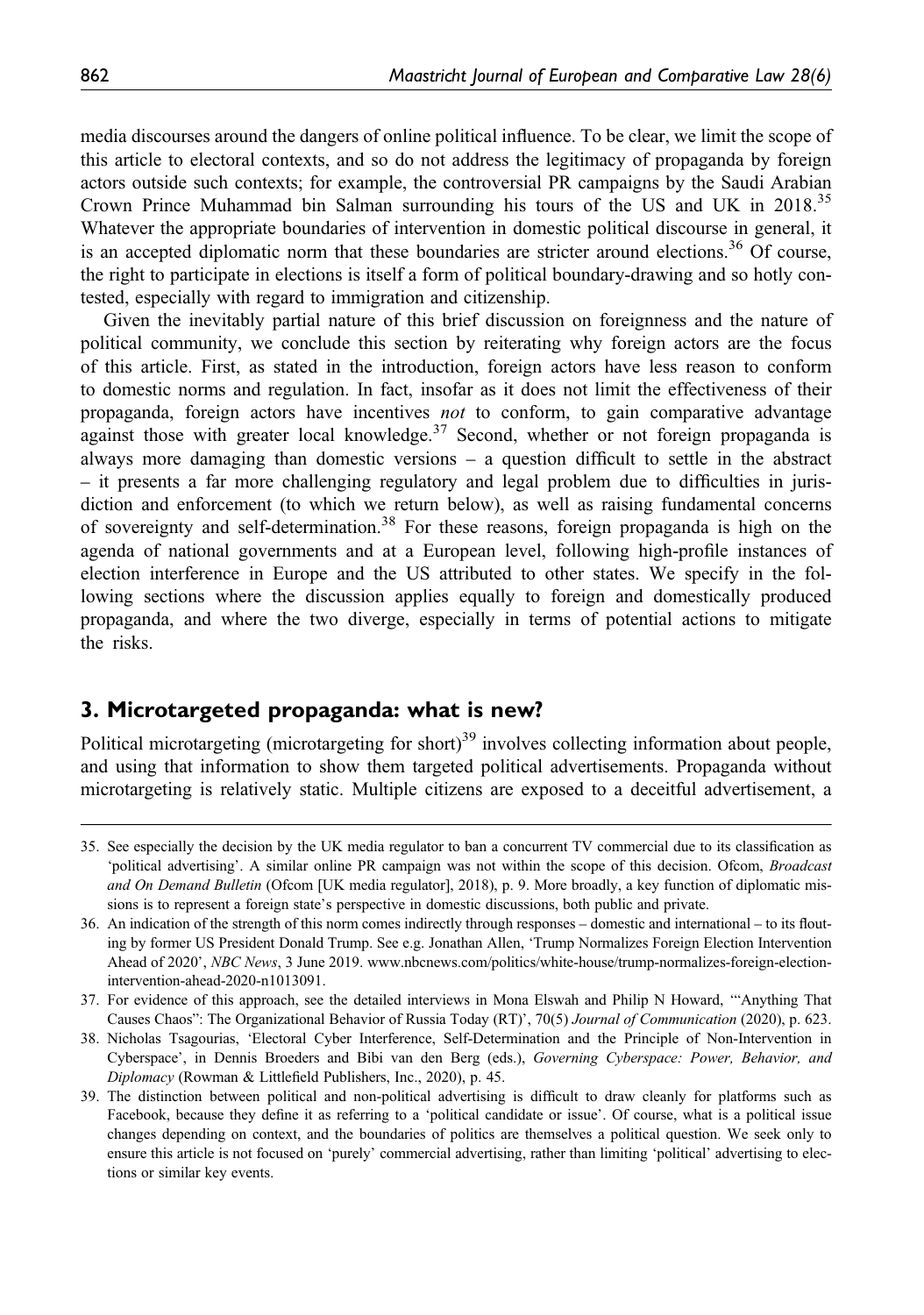media discourses around the dangers of online political influence. To be clear, we limit the scope of this article to electoral contexts, and so do not address the legitimacy of propaganda by foreign actors outside such contexts; for example, the controversial PR campaigns by the Saudi Arabian Crown Prince Muhammad bin Salman surrounding his tours of the US and UK in 2018.[35] Whatever the appropriate boundaries of intervention in domestic political discourse in general, it is an accepted diplomatic norm that these boundaries are stricter around elections.[36] Of course, the right to participate in elections is itself a form of political boundary-drawing and so hotly contested, especially with regard to immigration and citizenship.

Given the inevitably partial nature of this brief discussion on foreignness and the nature of political community, we conclude this section by reiterating why foreign actors are the focus of this article. First, as stated in the introduction, foreign actors have less reason to conform to domestic norms and regulation. In fact, insofar as it does not limit the effectiveness of their propaganda, foreign actors have incentives *not* to conform, to gain comparative advantage against those with greater local knowledge.[37] Second, whether or not foreign propaganda is always more damaging than domestic versions – a question difficult to settle in the abstract – it presents a far more challenging regulatory and legal problem due to difficulties in jurisdiction and enforcement (to which we return below), as well as raising fundamental concerns of sovereignty and self-determination.[38] For these reasons, foreign propaganda is high on the agenda of national governments and at a European level, following high-profile instances of election interference in Europe and the US attributed to other states. We specify in the following sections where the discussion applies equally to foreign and domestically produced propaganda, and where the two diverge, especially in terms of potential actions to mitigate the risks.

## 3. Microtargeted propaganda: what is new?

Political microtargeting (microtargeting for short)[39] involves collecting information about people, and using that information to show them targeted political advertisements. Propaganda without microtargeting is relatively static. Multiple citizens are exposed to a deceitful advertisement, a

35. See especially the decision by the UK media regulator to ban a concurrent TV commercial due to its classification as 'political advertising'. A similar online PR campaign was not within the scope of this decision. Ofcom, *Broadcast and On Demand Bulletin* (Ofcom [UK media regulator], 2018), p. 9. More broadly, a key function of diplomatic missions is to represent a foreign state's perspective in domestic discussions, both public and private.

36. An indication of the strength of this norm comes indirectly through responses – domestic and international – to its flouting by former US President Donald Trump. See e.g. Jonathan Allen, 'Trump Normalizes Foreign Election Intervention Ahead of 2020', *NBC News*, 3 June 2019. www.nbcnews.com/politics/white-house/trump-normalizes-foreign-election-intervention-ahead-2020-n1013091.

37. For evidence of this approach, see the detailed interviews in Mona Elswah and Philip N Howard, '"Anything That Causes Chaos": The Organizational Behavior of Russia Today (RT)', 70(5) *Journal of Communication* (2020), p. 623.

38. Nicholas Tsagourias, 'Electoral Cyber Interference, Self-Determination and the Principle of Non-Intervention in Cyberspace', in Dennis Broeders and Bibi van den Berg (eds.), *Governing Cyberspace: Power, Behavior, and Diplomacy* (Rowman & Littlefield Publishers, Inc., 2020), p. 45.

39. The distinction between political and non-political advertising is difficult to draw cleanly for platforms such as Facebook, because they define it as referring to a 'political candidate or issue'. Of course, what is a political issue changes depending on context, and the boundaries of politics are themselves a political question. We seek only to ensure this article is not focused on 'purely' commercial advertising, rather than limiting 'political' advertising to elections or similar key events.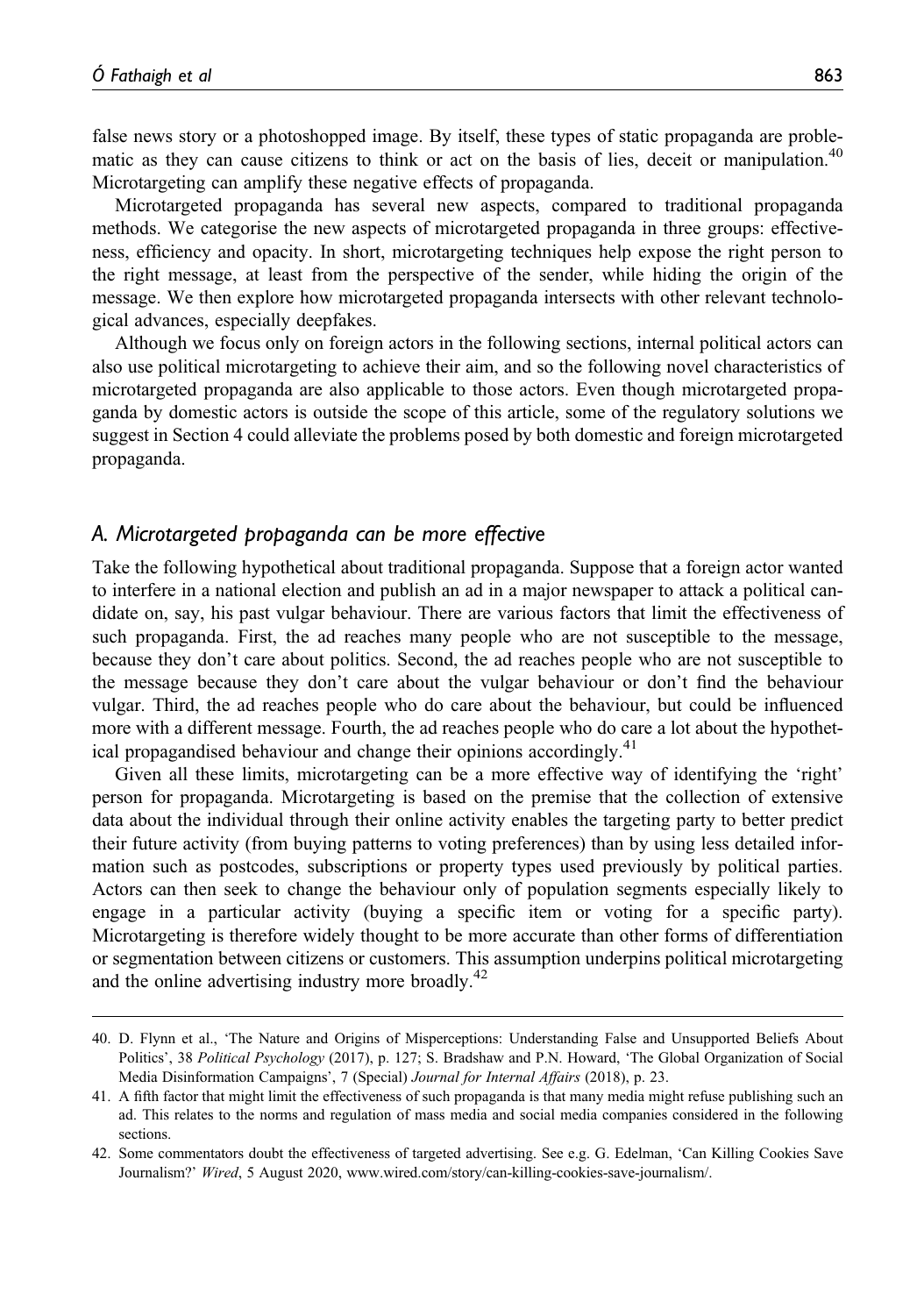false news story or a photoshopped image. By itself, these types of static propaganda are problematic as they can cause citizens to think or act on the basis of lies, deceit or manipulation.[40] Microtargeting can amplify these negative effects of propaganda.

Microtargeted propaganda has several new aspects, compared to traditional propaganda methods. We categorise the new aspects of microtargeted propaganda in three groups: effectiveness, efficiency and opacity. In short, microtargeting techniques help expose the right person to the right message, at least from the perspective of the sender, while hiding the origin of the message. We then explore how microtargeted propaganda intersects with other relevant technological advances, especially deepfakes.

Although we focus only on foreign actors in the following sections, internal political actors can also use political microtargeting to achieve their aim, and so the following novel characteristics of microtargeted propaganda are also applicable to those actors. Even though microtargeted propaganda by domestic actors is outside the scope of this article, some of the regulatory solutions we suggest in Section 4 could alleviate the problems posed by both domestic and foreign microtargeted propaganda.

### *A. Microtargeted propaganda can be more effective*

Take the following hypothetical about traditional propaganda. Suppose that a foreign actor wanted to interfere in a national election and publish an ad in a major newspaper to attack a political candidate on, say, his past vulgar behaviour. There are various factors that limit the effectiveness of such propaganda. First, the ad reaches many people who are not susceptible to the message, because they don't care about politics. Second, the ad reaches people who are not susceptible to the message because they don't care about the vulgar behaviour or don't find the behaviour vulgar. Third, the ad reaches people who do care about the behaviour, but could be influenced more with a different message. Fourth, the ad reaches people who do care a lot about the hypothetical propagandised behaviour and change their opinions accordingly.[41]

Given all these limits, microtargeting can be a more effective way of identifying the 'right' person for propaganda. Microtargeting is based on the premise that the collection of extensive data about the individual through their online activity enables the targeting party to better predict their future activity (from buying patterns to voting preferences) than by using less detailed information such as postcodes, subscriptions or property types used previously by political parties. Actors can then seek to change the behaviour only of population segments especially likely to engage in a particular activity (buying a specific item or voting for a specific party). Microtargeting is therefore widely thought to be more accurate than other forms of differentiation or segmentation between citizens or customers. This assumption underpins political microtargeting and the online advertising industry more broadly.[42]

---

40. D. Flynn et al., 'The Nature and Origins of Misperceptions: Understanding False and Unsupported Beliefs About Politics', 38 *Political Psychology* (2017), p. 127; S. Bradshaw and P.N. Howard, 'The Global Organization of Social Media Disinformation Campaigns', 7 (Special) *Journal for Internal Affairs* (2018), p. 23.

41. A fifth factor that might limit the effectiveness of such propaganda is that many media might refuse publishing such an ad. This relates to the norms and regulation of mass media and social media companies considered in the following sections.

42. Some commentators doubt the effectiveness of targeted advertising. See e.g. G. Edelman, 'Can Killing Cookies Save Journalism?' *Wired*, 5 August 2020, www.wired.com/story/can-killing-cookies-save-journalism/.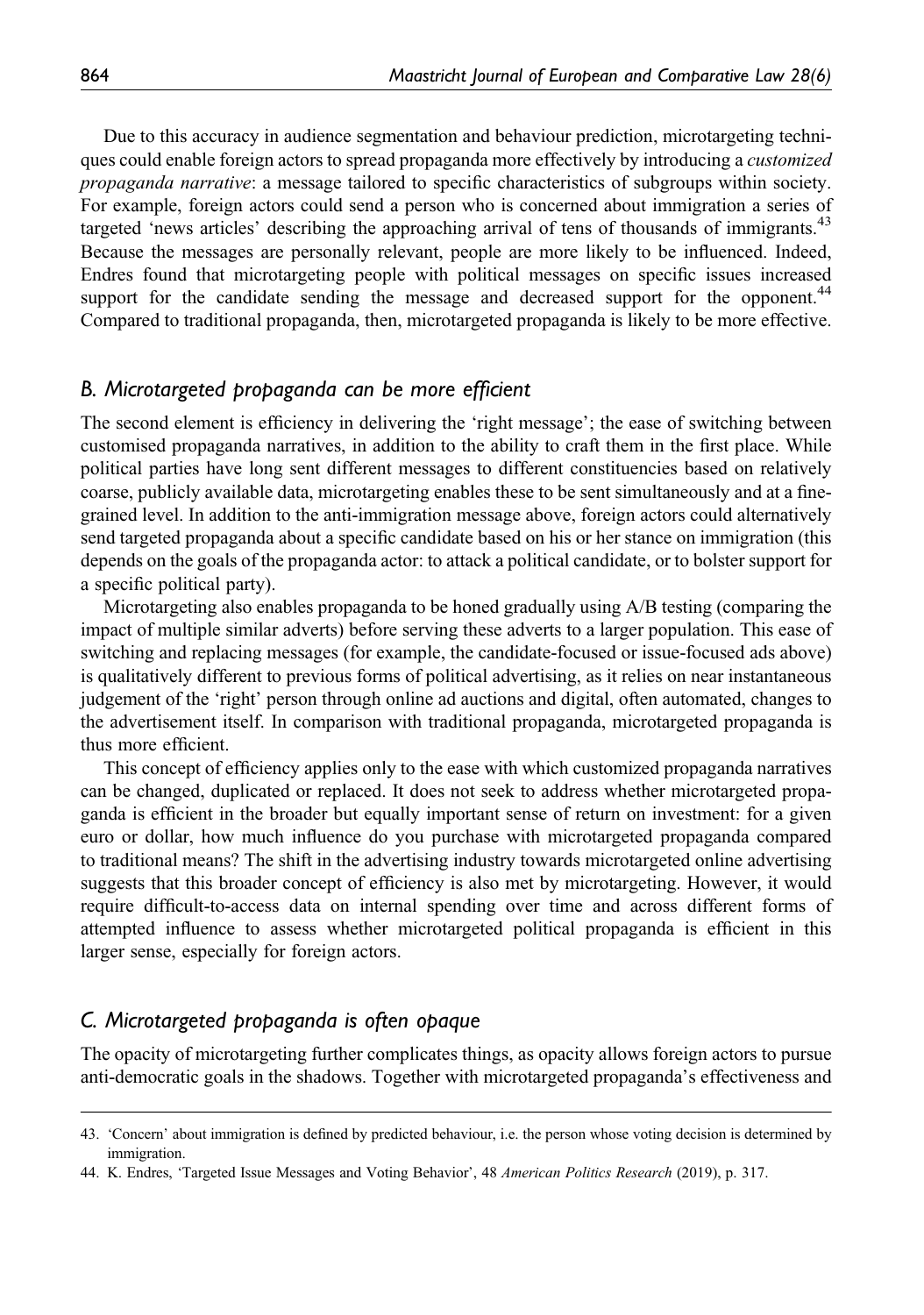Due to this accuracy in audience segmentation and behaviour prediction, microtargeting techniques could enable foreign actors to spread propaganda more effectively by introducing a *customized propaganda narrative*: a message tailored to specific characteristics of subgroups within society. For example, foreign actors could send a person who is concerned about immigration a series of targeted 'news articles' describing the approaching arrival of tens of thousands of immigrants.[43] Because the messages are personally relevant, people are more likely to be influenced. Indeed, Endres found that microtargeting people with political messages on specific issues increased support for the candidate sending the message and decreased support for the opponent.[44] Compared to traditional propaganda, then, microtargeted propaganda is likely to be more effective.

## B. Microtargeted propaganda can be more efficient

The second element is efficiency in delivering the 'right message'; the ease of switching between customised propaganda narratives, in addition to the ability to craft them in the first place. While political parties have long sent different messages to different constituencies based on relatively coarse, publicly available data, microtargeting enables these to be sent simultaneously and at a fine-grained level. In addition to the anti-immigration message above, foreign actors could alternatively send targeted propaganda about a specific candidate based on his or her stance on immigration (this depends on the goals of the propaganda actor: to attack a political candidate, or to bolster support for a specific political party).

Microtargeting also enables propaganda to be honed gradually using A/B testing (comparing the impact of multiple similar adverts) before serving these adverts to a larger population. This ease of switching and replacing messages (for example, the candidate-focused or issue-focused ads above) is qualitatively different to previous forms of political advertising, as it relies on near instantaneous judgement of the 'right' person through online ad auctions and digital, often automated, changes to the advertisement itself. In comparison with traditional propaganda, microtargeted propaganda is thus more efficient.

This concept of efficiency applies only to the ease with which customized propaganda narratives can be changed, duplicated or replaced. It does not seek to address whether microtargeted propaganda is efficient in the broader but equally important sense of return on investment: for a given euro or dollar, how much influence do you purchase with microtargeted propaganda compared to traditional means? The shift in the advertising industry towards microtargeted online advertising suggests that this broader concept of efficiency is also met by microtargeting. However, it would require difficult-to-access data on internal spending over time and across different forms of attempted influence to assess whether microtargeted political propaganda is efficient in this larger sense, especially for foreign actors.

## C. Microtargeted propaganda is often opaque

The opacity of microtargeting further complicates things, as opacity allows foreign actors to pursue anti-democratic goals in the shadows. Together with microtargeted propaganda's effectiveness and

43. 'Concern' about immigration is defined by predicted behaviour, i.e. the person whose voting decision is determined by immigration.
44. K. Endres, 'Targeted Issue Messages and Voting Behavior', 48 *American Politics Research* (2019), p. 317.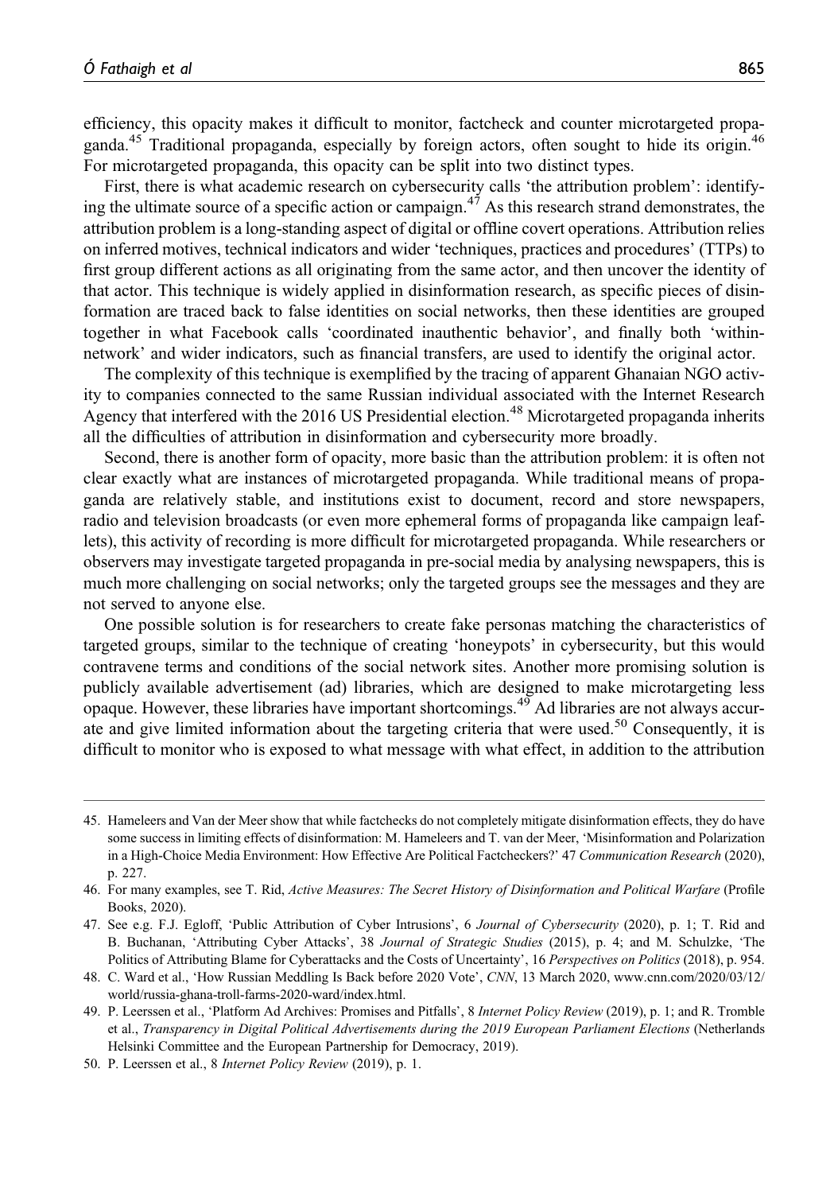efficiency, this opacity makes it difficult to monitor, factcheck and counter microtargeted propaganda.[45] Traditional propaganda, especially by foreign actors, often sought to hide its origin.[46] For microtargeted propaganda, this opacity can be split into two distinct types.

First, there is what academic research on cybersecurity calls 'the attribution problem': identifying the ultimate source of a specific action or campaign.[47] As this research strand demonstrates, the attribution problem is a long-standing aspect of digital or offline covert operations. Attribution relies on inferred motives, technical indicators and wider 'techniques, practices and procedures' (TTPs) to first group different actions as all originating from the same actor, and then uncover the identity of that actor. This technique is widely applied in disinformation research, as specific pieces of disinformation are traced back to false identities on social networks, then these identities are grouped together in what Facebook calls 'coordinated inauthentic behavior', and finally both 'within-network' and wider indicators, such as financial transfers, are used to identify the original actor.

The complexity of this technique is exemplified by the tracing of apparent Ghanaian NGO activity to companies connected to the same Russian individual associated with the Internet Research Agency that interfered with the 2016 US Presidential election.[48] Microtargeted propaganda inherits all the difficulties of attribution in disinformation and cybersecurity more broadly.

Second, there is another form of opacity, more basic than the attribution problem: it is often not clear exactly what are instances of microtargeted propaganda. While traditional means of propaganda are relatively stable, and institutions exist to document, record and store newspapers, radio and television broadcasts (or even more ephemeral forms of propaganda like campaign leaflets), this activity of recording is more difficult for microtargeted propaganda. While researchers or observers may investigate targeted propaganda in pre-social media by analysing newspapers, this is much more challenging on social networks; only the targeted groups see the messages and they are not served to anyone else.

One possible solution is for researchers to create fake personas matching the characteristics of targeted groups, similar to the technique of creating 'honeypots' in cybersecurity, but this would contravene terms and conditions of the social network sites. Another more promising solution is publicly available advertisement (ad) libraries, which are designed to make microtargeting less opaque. However, these libraries have important shortcomings.[49] Ad libraries are not always accurate and give limited information about the targeting criteria that were used.[50] Consequently, it is difficult to monitor who is exposed to what message with what effect, in addition to the attribution

---

45. Hameleers and Van der Meer show that while factchecks do not completely mitigate disinformation effects, they do have some success in limiting effects of disinformation: M. Hameleers and T. van der Meer, 'Misinformation and Polarization in a High-Choice Media Environment: How Effective Are Political Factcheckers?' 47 *Communication Research* (2020), p. 227.
46. For many examples, see T. Rid, *Active Measures: The Secret History of Disinformation and Political Warfare* (Profile Books, 2020).
47. See e.g. F.J. Egloff, 'Public Attribution of Cyber Intrusions', 6 *Journal of Cybersecurity* (2020), p. 1; T. Rid and B. Buchanan, 'Attributing Cyber Attacks', 38 *Journal of Strategic Studies* (2015), p. 4; and M. Schulzke, 'The Politics of Attributing Blame for Cyberattacks and the Costs of Uncertainty', 16 *Perspectives on Politics* (2018), p. 954.
48. C. Ward et al., 'How Russian Meddling Is Back before 2020 Vote', *CNN*, 13 March 2020, www.cnn.com/2020/03/12/world/russia-ghana-troll-farms-2020-ward/index.html.
49. P. Leerssen et al., 'Platform Ad Archives: Promises and Pitfalls', 8 *Internet Policy Review* (2019), p. 1; and R. Tromble et al., *Transparency in Digital Political Advertisements during the 2019 European Parliament Elections* (Netherlands Helsinki Committee and the European Partnership for Democracy, 2019).
50. P. Leerssen et al., 8 *Internet Policy Review* (2019), p. 1.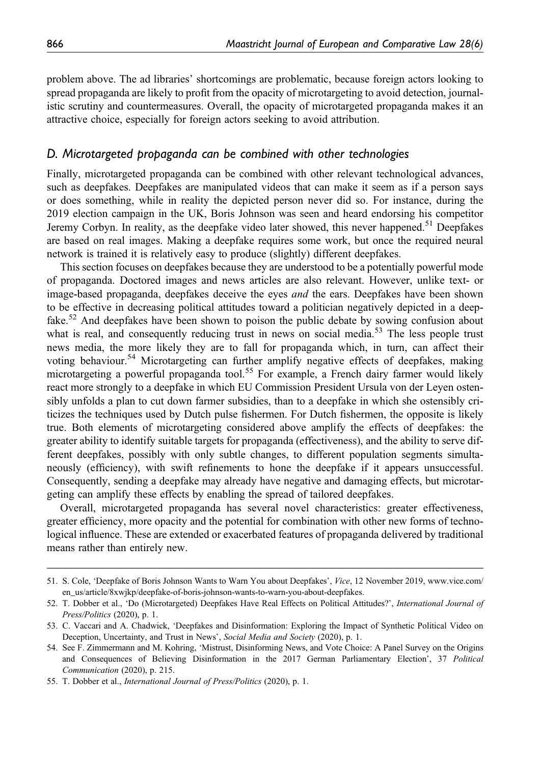problem above. The ad libraries' shortcomings are problematic, because foreign actors looking to spread propaganda are likely to profit from the opacity of microtargeting to avoid detection, journalistic scrutiny and countermeasures. Overall, the opacity of microtargeted propaganda makes it an attractive choice, especially for foreign actors seeking to avoid attribution.

## *D. Microtargeted propaganda can be combined with other technologies*

Finally, microtargeted propaganda can be combined with other relevant technological advances, such as deepfakes. Deepfakes are manipulated videos that can make it seem as if a person says or does something, while in reality the depicted person never did so. For instance, during the 2019 election campaign in the UK, Boris Johnson was seen and heard endorsing his competitor Jeremy Corbyn. In reality, as the deepfake video later showed, this never happened.[51] Deepfakes are based on real images. Making a deepfake requires some work, but once the required neural network is trained it is relatively easy to produce (slightly) different deepfakes.

This section focuses on deepfakes because they are understood to be a potentially powerful mode of propaganda. Doctored images and news articles are also relevant. However, unlike text- or image-based propaganda, deepfakes deceive the eyes *and* the ears. Deepfakes have been shown to be effective in decreasing political attitudes toward a politician negatively depicted in a deepfake.[52] And deepfakes have been shown to poison the public debate by sowing confusion about what is real, and consequently reducing trust in news on social media.[53] The less people trust news media, the more likely they are to fall for propaganda which, in turn, can affect their voting behaviour.[54] Microtargeting can further amplify negative effects of deepfakes, making microtargeting a powerful propaganda tool.[55] For example, a French dairy farmer would likely react more strongly to a deepfake in which EU Commission President Ursula von der Leyen ostensibly unfolds a plan to cut down farmer subsidies, than to a deepfake in which she ostensibly criticizes the techniques used by Dutch pulse fishermen. For Dutch fishermen, the opposite is likely true. Both elements of microtargeting considered above amplify the effects of deepfakes: the greater ability to identify suitable targets for propaganda (effectiveness), and the ability to serve different deepfakes, possibly with only subtle changes, to different population segments simultaneously (efficiency), with swift refinements to hone the deepfake if it appears unsuccessful. Consequently, sending a deepfake may already have negative and damaging effects, but microtargeting can amplify these effects by enabling the spread of tailored deepfakes.

Overall, microtargeted propaganda has several novel characteristics: greater effectiveness, greater efficiency, more opacity and the potential for combination with other new forms of technological influence. These are extended or exacerbated features of propaganda delivered by traditional means rather than entirely new.

---

51. S. Cole, 'Deepfake of Boris Johnson Wants to Warn You about Deepfakes', *Vice*, 12 November 2019, www.vice.com/en_us/article/8xwjkp/deepfake-of-boris-johnson-wants-to-warn-you-about-deepfakes.
52. T. Dobber et al., 'Do (Microtargeted) Deepfakes Have Real Effects on Political Attitudes?', *International Journal of Press/Politics* (2020), p. 1.
53. C. Vaccari and A. Chadwick, 'Deepfakes and Disinformation: Exploring the Impact of Synthetic Political Video on Deception, Uncertainty, and Trust in News', *Social Media and Society* (2020), p. 1.
54. See F. Zimmermann and M. Kohring, 'Mistrust, Disinforming News, and Vote Choice: A Panel Survey on the Origins and Consequences of Believing Disinformation in the 2017 German Parliamentary Election', 37 *Political Communication* (2020), p. 215.
55. T. Dobber et al., *International Journal of Press/Politics* (2020), p. 1.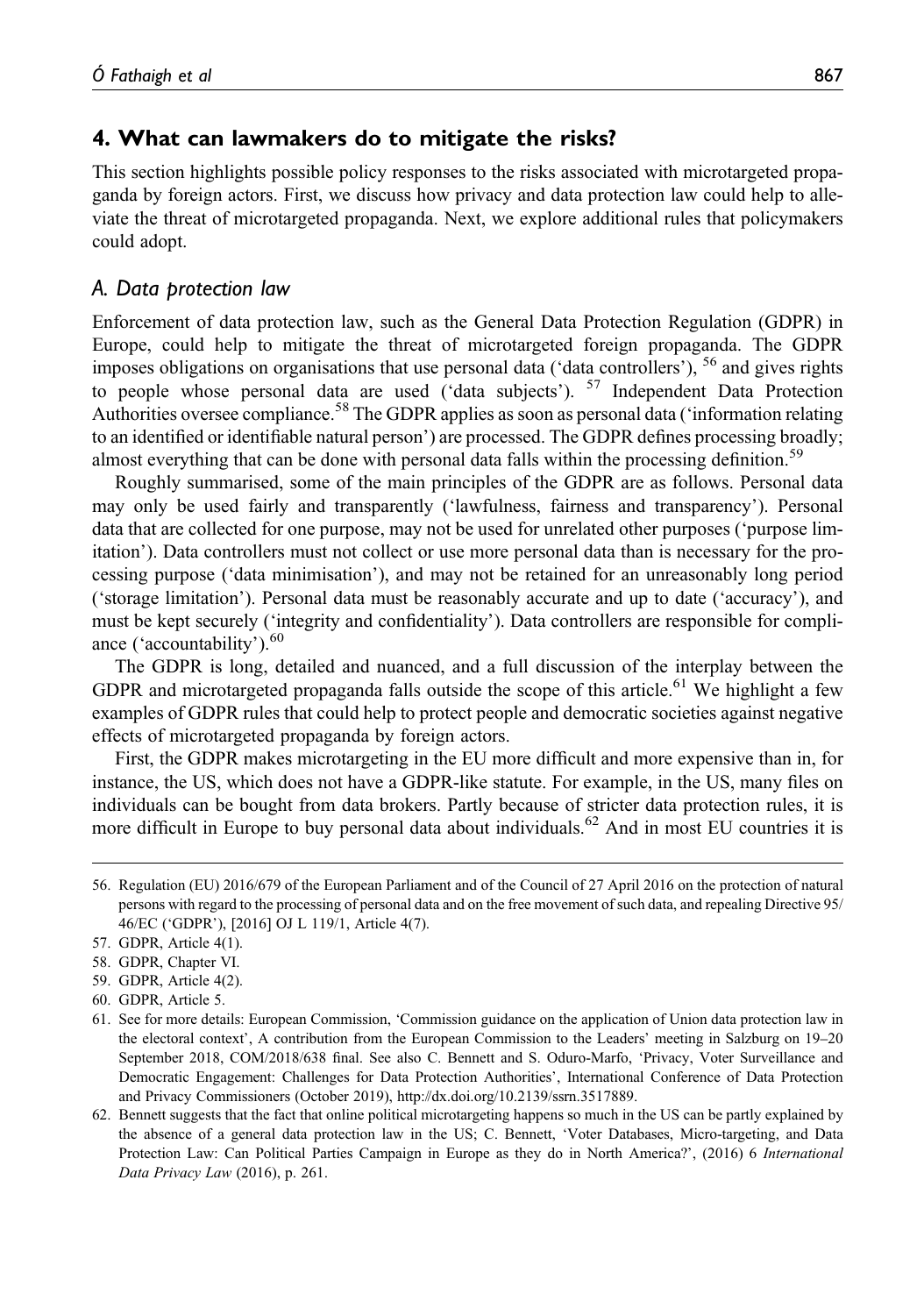## 4. What can lawmakers do to mitigate the risks?

This section highlights possible policy responses to the risks associated with microtargeted propaganda by foreign actors. First, we discuss how privacy and data protection law could help to alleviate the threat of microtargeted propaganda. Next, we explore additional rules that policymakers could adopt.

### *A. Data protection law*

Enforcement of data protection law, such as the General Data Protection Regulation (GDPR) in Europe, could help to mitigate the threat of microtargeted foreign propaganda. The GDPR imposes obligations on organisations that use personal data ('data controllers'), [56] and gives rights to people whose personal data are used ('data subjects'). [57] Independent Data Protection Authorities oversee compliance.[58] The GDPR applies as soon as personal data ('information relating to an identified or identifiable natural person') are processed. The GDPR defines processing broadly; almost everything that can be done with personal data falls within the processing definition.[59]

Roughly summarised, some of the main principles of the GDPR are as follows. Personal data may only be used fairly and transparently ('lawfulness, fairness and transparency'). Personal data that are collected for one purpose, may not be used for unrelated other purposes ('purpose limitation'). Data controllers must not collect or use more personal data than is necessary for the processing purpose ('data minimisation'), and may not be retained for an unreasonably long period ('storage limitation'). Personal data must be reasonably accurate and up to date ('accuracy'), and must be kept securely ('integrity and confidentiality'). Data controllers are responsible for compliance ('accountability').[60]

The GDPR is long, detailed and nuanced, and a full discussion of the interplay between the GDPR and microtargeted propaganda falls outside the scope of this article.[61] We highlight a few examples of GDPR rules that could help to protect people and democratic societies against negative effects of microtargeted propaganda by foreign actors.

First, the GDPR makes microtargeting in the EU more difficult and more expensive than in, for instance, the US, which does not have a GDPR-like statute. For example, in the US, many files on individuals can be bought from data brokers. Partly because of stricter data protection rules, it is more difficult in Europe to buy personal data about individuals.[62] And in most EU countries it is

---

56. Regulation (EU) 2016/679 of the European Parliament and of the Council of 27 April 2016 on the protection of natural persons with regard to the processing of personal data and on the free movement of such data, and repealing Directive 95/46/EC ('GDPR'), [2016] OJ L 119/1, Article 4(7).
57. GDPR, Article 4(1).
58. GDPR, Chapter VI.
59. GDPR, Article 4(2).
60. GDPR, Article 5.
61. See for more details: European Commission, 'Commission guidance on the application of Union data protection law in the electoral context', A contribution from the European Commission to the Leaders' meeting in Salzburg on 19–20 September 2018, COM/2018/638 final. See also C. Bennett and S. Oduro-Marfo, 'Privacy, Voter Surveillance and Democratic Engagement: Challenges for Data Protection Authorities', International Conference of Data Protection and Privacy Commissioners (October 2019), http://dx.doi.org/10.2139/ssrn.3517889.
62. Bennett suggests that the fact that online political microtargeting happens so much in the US can be partly explained by the absence of a general data protection law in the US; C. Bennett, 'Voter Databases, Micro-targeting, and Data Protection Law: Can Political Parties Campaign in Europe as they do in North America?', (2016) 6 *International Data Privacy Law* (2016), p. 261.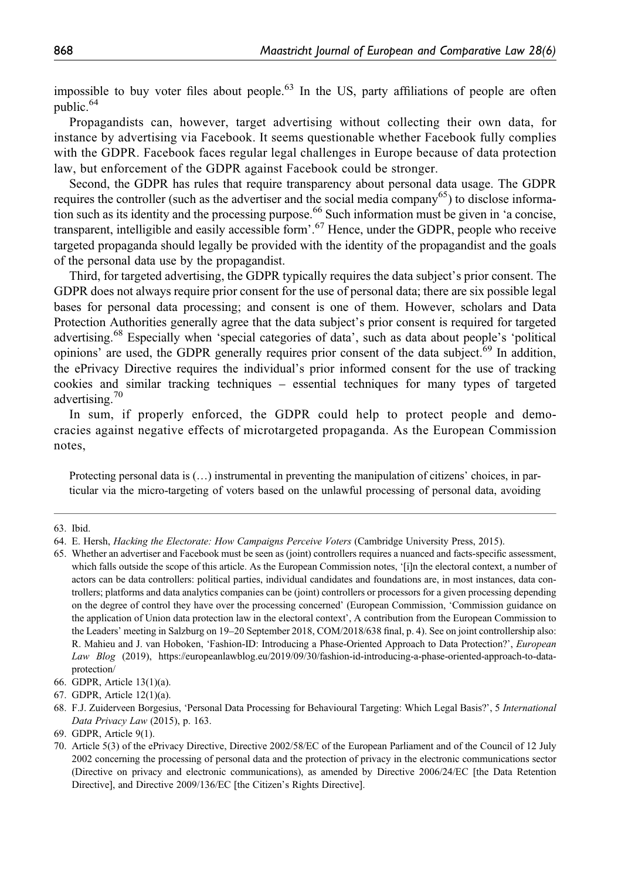impossible to buy voter files about people.[63] In the US, party affiliations of people are often public.[64]

Propagandists can, however, target advertising without collecting their own data, for instance by advertising via Facebook. It seems questionable whether Facebook fully complies with the GDPR. Facebook faces regular legal challenges in Europe because of data protection law, but enforcement of the GDPR against Facebook could be stronger.

Second, the GDPR has rules that require transparency about personal data usage. The GDPR requires the controller (such as the advertiser and the social media company[65]) to disclose information such as its identity and the processing purpose.[66] Such information must be given in 'a concise, transparent, intelligible and easily accessible form'.[67] Hence, under the GDPR, people who receive targeted propaganda should legally be provided with the identity of the propagandist and the goals of the personal data use by the propagandist.

Third, for targeted advertising, the GDPR typically requires the data subject's prior consent. The GDPR does not always require prior consent for the use of personal data; there are six possible legal bases for personal data processing; and consent is one of them. However, scholars and Data Protection Authorities generally agree that the data subject's prior consent is required for targeted advertising.[68] Especially when 'special categories of data', such as data about people's 'political opinions' are used, the GDPR generally requires prior consent of the data subject.[69] In addition, the ePrivacy Directive requires the individual's prior informed consent for the use of tracking cookies and similar tracking techniques – essential techniques for many types of targeted advertising.[70]

In sum, if properly enforced, the GDPR could help to protect people and democracies against negative effects of microtargeted propaganda. As the European Commission notes,

> Protecting personal data is (…) instrumental in preventing the manipulation of citizens' choices, in particular via the micro-targeting of voters based on the unlawful processing of personal data, avoiding

---

63. Ibid.
64. E. Hersh, *Hacking the Electorate: How Campaigns Perceive Voters* (Cambridge University Press, 2015).
65. Whether an advertiser and Facebook must be seen as (joint) controllers requires a nuanced and facts-specific assessment, which falls outside the scope of this article. As the European Commission notes, '[i]n the electoral context, a number of actors can be data controllers: political parties, individual candidates and foundations are, in most instances, data controllers; platforms and data analytics companies can be (joint) controllers or processors for a given processing depending on the degree of control they have over the processing concerned' (European Commission, 'Commission guidance on the application of Union data protection law in the electoral context', A contribution from the European Commission to the Leaders' meeting in Salzburg on 19–20 September 2018, COM/2018/638 final, p. 4). See on joint controllership also: R. Mahieu and J. van Hoboken, 'Fashion-ID: Introducing a Phase-Oriented Approach to Data Protection?', *European Law Blog* (2019), https://europeanlawblog.eu/2019/09/30/fashion-id-introducing-a-phase-oriented-approach-to-data-protection/
66. GDPR, Article 13(1)(a).
67. GDPR, Article 12(1)(a).
68. F.J. Zuiderveen Borgesius, 'Personal Data Processing for Behavioural Targeting: Which Legal Basis?', 5 *International Data Privacy Law* (2015), p. 163.
69. GDPR, Article 9(1).
70. Article 5(3) of the ePrivacy Directive, Directive 2002/58/EC of the European Parliament and of the Council of 12 July 2002 concerning the processing of personal data and the protection of privacy in the electronic communications sector (Directive on privacy and electronic communications), as amended by Directive 2006/24/EC [the Data Retention Directive], and Directive 2009/136/EC [the Citizen's Rights Directive].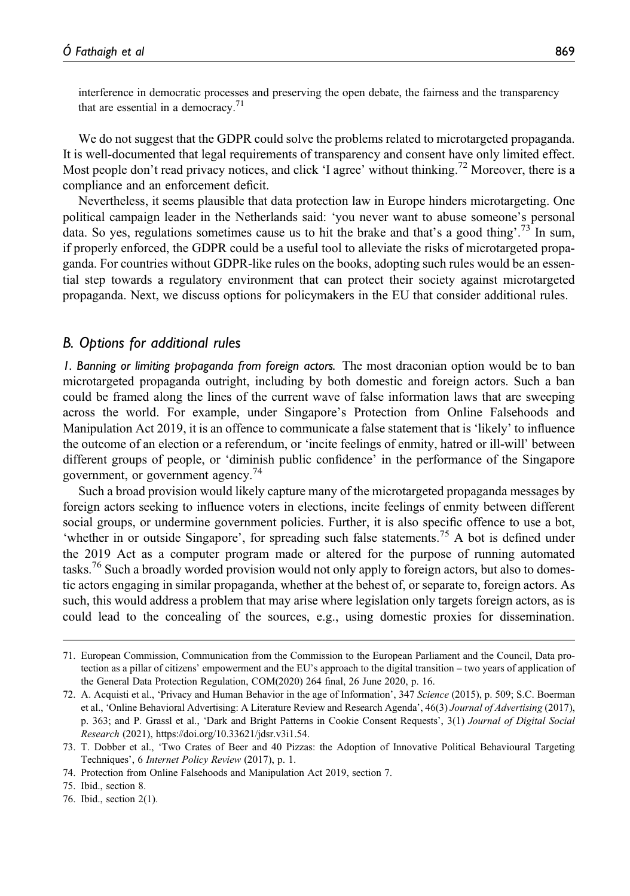interference in democratic processes and preserving the open debate, the fairness and the transparency that are essential in a democracy.[71]

We do not suggest that the GDPR could solve the problems related to microtargeted propaganda. It is well-documented that legal requirements of transparency and consent have only limited effect. Most people don't read privacy notices, and click 'I agree' without thinking.[72] Moreover, there is a compliance and an enforcement deficit.

Nevertheless, it seems plausible that data protection law in Europe hinders microtargeting. One political campaign leader in the Netherlands said: 'you never want to abuse someone's personal data. So yes, regulations sometimes cause us to hit the brake and that's a good thing'.[73] In sum, if properly enforced, the GDPR could be a useful tool to alleviate the risks of microtargeted propaganda. For countries without GDPR-like rules on the books, adopting such rules would be an essential step towards a regulatory environment that can protect their society against microtargeted propaganda. Next, we discuss options for policymakers in the EU that consider additional rules.

## B. Options for additional rules

*1. Banning or limiting propaganda from foreign actors.* The most draconian option would be to ban microtargeted propaganda outright, including by both domestic and foreign actors. Such a ban could be framed along the lines of the current wave of false information laws that are sweeping across the world. For example, under Singapore's Protection from Online Falsehoods and Manipulation Act 2019, it is an offence to communicate a false statement that is 'likely' to influence the outcome of an election or a referendum, or 'incite feelings of enmity, hatred or ill-will' between different groups of people, or 'diminish public confidence' in the performance of the Singapore government, or government agency.[74]

Such a broad provision would likely capture many of the microtargeted propaganda messages by foreign actors seeking to influence voters in elections, incite feelings of enmity between different social groups, or undermine government policies. Further, it is also specific offence to use a bot, 'whether in or outside Singapore', for spreading such false statements.[75] A bot is defined under the 2019 Act as a computer program made or altered for the purpose of running automated tasks.[76] Such a broadly worded provision would not only apply to foreign actors, but also to domestic actors engaging in similar propaganda, whether at the behest of, or separate to, foreign actors. As such, this would address a problem that may arise where legislation only targets foreign actors, as is could lead to the concealing of the sources, e.g., using domestic proxies for dissemination.

71. European Commission, Communication from the Commission to the European Parliament and the Council, Data protection as a pillar of citizens' empowerment and the EU's approach to the digital transition – two years of application of the General Data Protection Regulation, COM(2020) 264 final, 26 June 2020, p. 16.

72. A. Acquisti et al., 'Privacy and Human Behavior in the age of Information', 347 *Science* (2015), p. 509; S.C. Boerman et al., 'Online Behavioral Advertising: A Literature Review and Research Agenda', 46(3) *Journal of Advertising* (2017), p. 363; and P. Grassl et al., 'Dark and Bright Patterns in Cookie Consent Requests', 3(1) *Journal of Digital Social Research* (2021), https://doi.org/10.33621/jdsr.v3i1.54.

73. T. Dobber et al., 'Two Crates of Beer and 40 Pizzas: the Adoption of Innovative Political Behavioural Targeting Techniques', 6 *Internet Policy Review* (2017), p. 1.

74. Protection from Online Falsehoods and Manipulation Act 2019, section 7.

75. Ibid., section 8.

76. Ibid., section 2(1).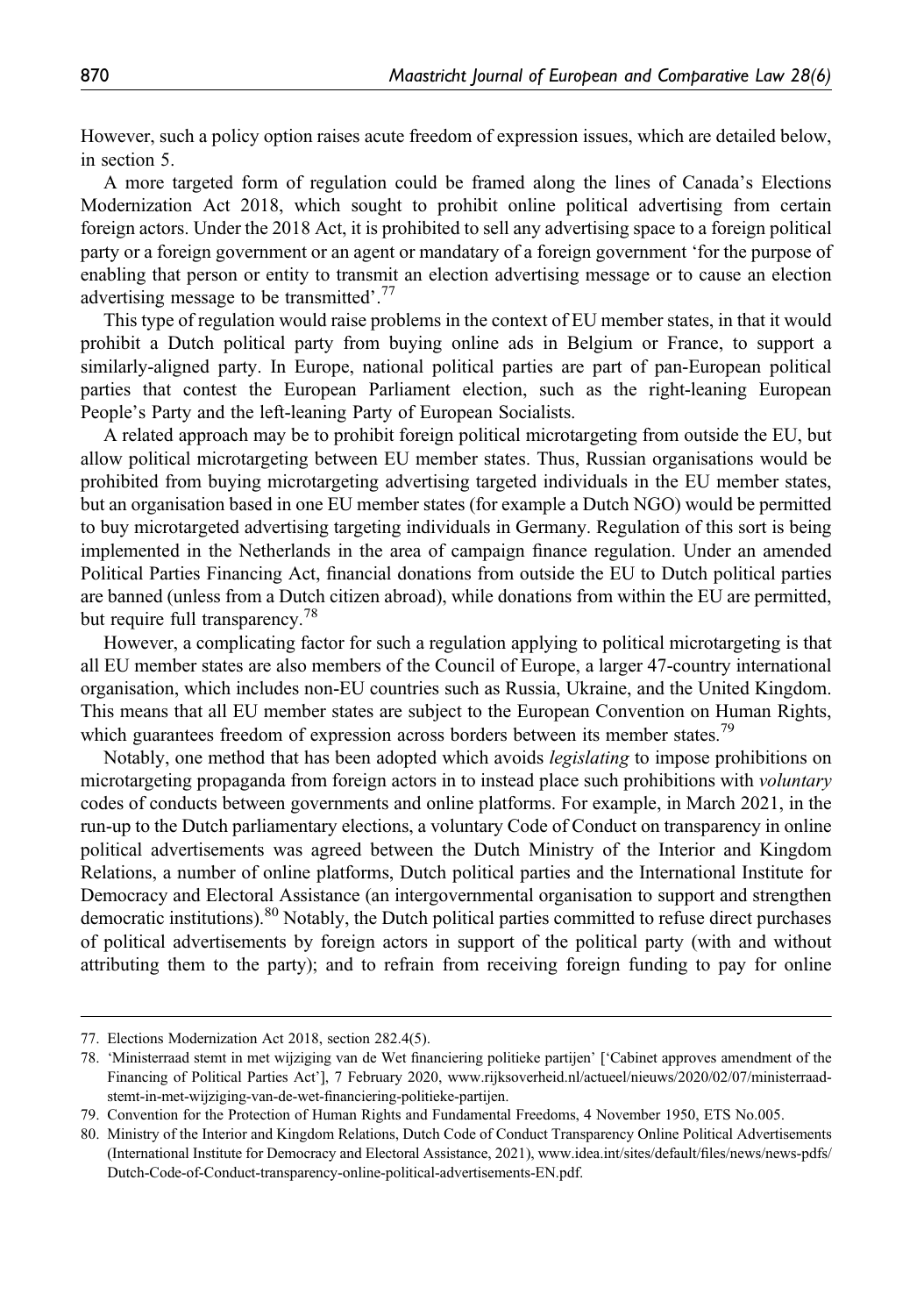However, such a policy option raises acute freedom of expression issues, which are detailed below, in section 5.

A more targeted form of regulation could be framed along the lines of Canada's Elections Modernization Act 2018, which sought to prohibit online political advertising from certain foreign actors. Under the 2018 Act, it is prohibited to sell any advertising space to a foreign political party or a foreign government or an agent or mandatary of a foreign government 'for the purpose of enabling that person or entity to transmit an election advertising message or to cause an election advertising message to be transmitted'.[77]

This type of regulation would raise problems in the context of EU member states, in that it would prohibit a Dutch political party from buying online ads in Belgium or France, to support a similarly-aligned party. In Europe, national political parties are part of pan-European political parties that contest the European Parliament election, such as the right-leaning European People's Party and the left-leaning Party of European Socialists.

A related approach may be to prohibit foreign political microtargeting from outside the EU, but allow political microtargeting between EU member states. Thus, Russian organisations would be prohibited from buying microtargeting advertising targeted individuals in the EU member states, but an organisation based in one EU member states (for example a Dutch NGO) would be permitted to buy microtargeted advertising targeting individuals in Germany. Regulation of this sort is being implemented in the Netherlands in the area of campaign finance regulation. Under an amended Political Parties Financing Act, financial donations from outside the EU to Dutch political parties are banned (unless from a Dutch citizen abroad), while donations from within the EU are permitted, but require full transparency.[78]

However, a complicating factor for such a regulation applying to political microtargeting is that all EU member states are also members of the Council of Europe, a larger 47-country international organisation, which includes non-EU countries such as Russia, Ukraine, and the United Kingdom. This means that all EU member states are subject to the European Convention on Human Rights, which guarantees freedom of expression across borders between its member states.[79]

Notably, one method that has been adopted which avoids *legislating* to impose prohibitions on microtargeting propaganda from foreign actors in to instead place such prohibitions with *voluntary* codes of conducts between governments and online platforms. For example, in March 2021, in the run-up to the Dutch parliamentary elections, a voluntary Code of Conduct on transparency in online political advertisements was agreed between the Dutch Ministry of the Interior and Kingdom Relations, a number of online platforms, Dutch political parties and the International Institute for Democracy and Electoral Assistance (an intergovernmental organisation to support and strengthen democratic institutions).[80] Notably, the Dutch political parties committed to refuse direct purchases of political advertisements by foreign actors in support of the political party (with and without attributing them to the party); and to refrain from receiving foreign funding to pay for online

---

77. Elections Modernization Act 2018, section 282.4(5).
78. 'Ministerraad stemt in met wijziging van de Wet financiering politieke partijen' ['Cabinet approves amendment of the Financing of Political Parties Act'], 7 February 2020, www.rijksoverheid.nl/actueel/nieuws/2020/02/07/ministerraad-stemt-in-met-wijziging-van-de-wet-financiering-politieke-partijen.
79. Convention for the Protection of Human Rights and Fundamental Freedoms, 4 November 1950, ETS No.005.
80. Ministry of the Interior and Kingdom Relations, Dutch Code of Conduct Transparency Online Political Advertisements (International Institute for Democracy and Electoral Assistance, 2021), www.idea.int/sites/default/files/news/news-pdfs/Dutch-Code-of-Conduct-transparency-online-political-advertisements-EN.pdf.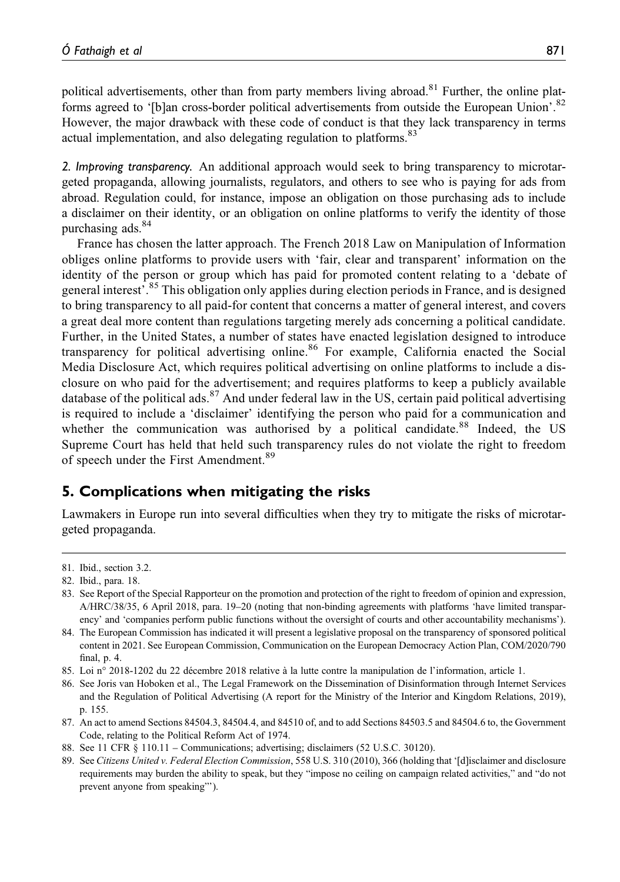political advertisements, other than from party members living abroad.[81] Further, the online platforms agreed to '[b]an cross-border political advertisements from outside the European Union'.[82] However, the major drawback with these code of conduct is that they lack transparency in terms actual implementation, and also delegating regulation to platforms.[83]

*2. Improving transparency.* An additional approach would seek to bring transparency to microtargeted propaganda, allowing journalists, regulators, and others to see who is paying for ads from abroad. Regulation could, for instance, impose an obligation on those purchasing ads to include a disclaimer on their identity, or an obligation on online platforms to verify the identity of those purchasing ads.[84]

France has chosen the latter approach. The French 2018 Law on Manipulation of Information obliges online platforms to provide users with 'fair, clear and transparent' information on the identity of the person or group which has paid for promoted content relating to a 'debate of general interest'.[85] This obligation only applies during election periods in France, and is designed to bring transparency to all paid-for content that concerns a matter of general interest, and covers a great deal more content than regulations targeting merely ads concerning a political candidate. Further, in the United States, a number of states have enacted legislation designed to introduce transparency for political advertising online.[86] For example, California enacted the Social Media Disclosure Act, which requires political advertising on online platforms to include a disclosure on who paid for the advertisement; and requires platforms to keep a publicly available database of the political ads.[87] And under federal law in the US, certain paid political advertising is required to include a 'disclaimer' identifying the person who paid for a communication and whether the communication was authorised by a political candidate.[88] Indeed, the US Supreme Court has held that held such transparency rules do not violate the right to freedom of speech under the First Amendment.[89]

## 5. Complications when mitigating the risks

Lawmakers in Europe run into several difficulties when they try to mitigate the risks of microtargeted propaganda.

---

81. Ibid., section 3.2.
82. Ibid., para. 18.
83. See Report of the Special Rapporteur on the promotion and protection of the right to freedom of opinion and expression, A/HRC/38/35, 6 April 2018, para. 19–20 (noting that non-binding agreements with platforms 'have limited transparency' and 'companies perform public functions without the oversight of courts and other accountability mechanisms').
84. The European Commission has indicated it will present a legislative proposal on the transparency of sponsored political content in 2021. See European Commission, Communication on the European Democracy Action Plan, COM/2020/790 final, p. 4.
85. Loi n° 2018-1202 du 22 décembre 2018 relative à la lutte contre la manipulation de l'information, article 1.
86. See Joris van Hoboken et al., The Legal Framework on the Dissemination of Disinformation through Internet Services and the Regulation of Political Advertising (A report for the Ministry of the Interior and Kingdom Relations, 2019), p. 155.
87. An act to amend Sections 84504.3, 84504.4, and 84510 of, and to add Sections 84503.5 and 84504.6 to, the Government Code, relating to the Political Reform Act of 1974.
88. See 11 CFR § 110.11 – Communications; advertising; disclaimers (52 U.S.C. 30120).
89. See *Citizens United v. Federal Election Commission*, 558 U.S. 310 (2010), 366 (holding that '[d]isclaimer and disclosure requirements may burden the ability to speak, but they "impose no ceiling on campaign related activities," and "do not prevent anyone from speaking"').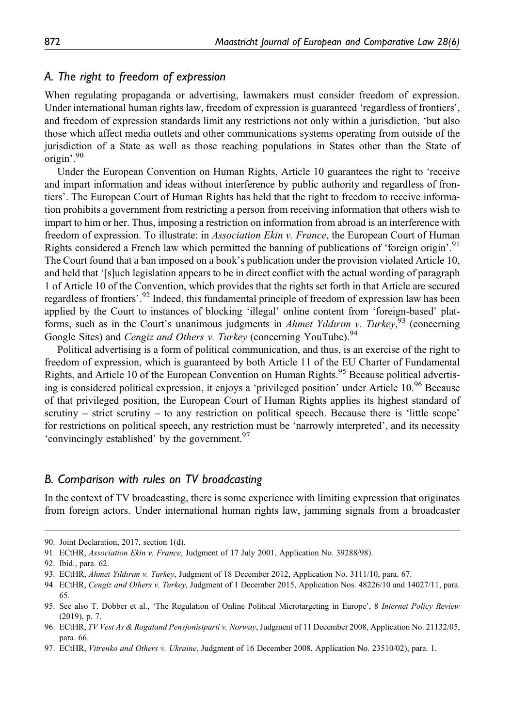## A. The right to freedom of expression

When regulating propaganda or advertising, lawmakers must consider freedom of expression. Under international human rights law, freedom of expression is guaranteed 'regardless of frontiers', and freedom of expression standards limit any restrictions not only within a jurisdiction, 'but also those which affect media outlets and other communications systems operating from outside of the jurisdiction of a State as well as those reaching populations in States other than the State of origin'.[90]

Under the European Convention on Human Rights, Article 10 guarantees the right to 'receive and impart information and ideas without interference by public authority and regardless of frontiers'. The European Court of Human Rights has held that the right to freedom to receive information prohibits a government from restricting a person from receiving information that others wish to impart to him or her. Thus, imposing a restriction on information from abroad is an interference with freedom of expression. To illustrate: in *Association Ekin v. France*, the European Court of Human Rights considered a French law which permitted the banning of publications of 'foreign origin'.[91] The Court found that a ban imposed on a book's publication under the provision violated Article 10, and held that '[s]uch legislation appears to be in direct conflict with the actual wording of paragraph 1 of Article 10 of the Convention, which provides that the rights set forth in that Article are secured regardless of frontiers'.[92] Indeed, this fundamental principle of freedom of expression law has been applied by the Court to instances of blocking 'illegal' online content from 'foreign-based' platforms, such as in the Court's unanimous judgments in *Ahmet Yıldırım v. Turkey*,[93] (concerning Google Sites) and *Cengiz and Others v. Turkey* (concerning YouTube).[94]

Political advertising is a form of political communication, and thus, is an exercise of the right to freedom of expression, which is guaranteed by both Article 11 of the EU Charter of Fundamental Rights, and Article 10 of the European Convention on Human Rights.[95] Because political advertising is considered political expression, it enjoys a 'privileged position' under Article 10.[96] Because of that privileged position, the European Court of Human Rights applies its highest standard of scrutiny – strict scrutiny – to any restriction on political speech. Because there is 'little scope' for restrictions on political speech, any restriction must be 'narrowly interpreted', and its necessity 'convincingly established' by the government.[97]

## B. Comparison with rules on TV broadcasting

In the context of TV broadcasting, there is some experience with limiting expression that originates from foreign actors. Under international human rights law, jamming signals from a broadcaster

---

90. Joint Declaration, 2017, section 1(d).
91. ECtHR, *Association Ekin v. France*, Judgment of 17 July 2001, Application No. 39288/98).
92. Ibid., para. 62.
93. ECtHR, *Ahmet Yıldırım v. Turkey*, Judgment of 18 December 2012, Application No. 3111/10, para. 67.
94. ECtHR, *Cengiz and Others v. Turkey*, Judgment of 1 December 2015, Application Nos. 48226/10 and 14027/11, para. 65.
95. See also T. Dobber et al., 'The Regulation of Online Political Microtargeting in Europe', 8 *Internet Policy Review* (2019), p. 7.
96. ECtHR, *TV Vest As & Rogaland Pensjonistparti v. Norway*, Judgment of 11 December 2008, Application No. 21132/05, para. 66.
97. ECtHR, *Vitrenko and Others v. Ukraine*, Judgment of 16 December 2008, Application No. 23510/02), para. 1.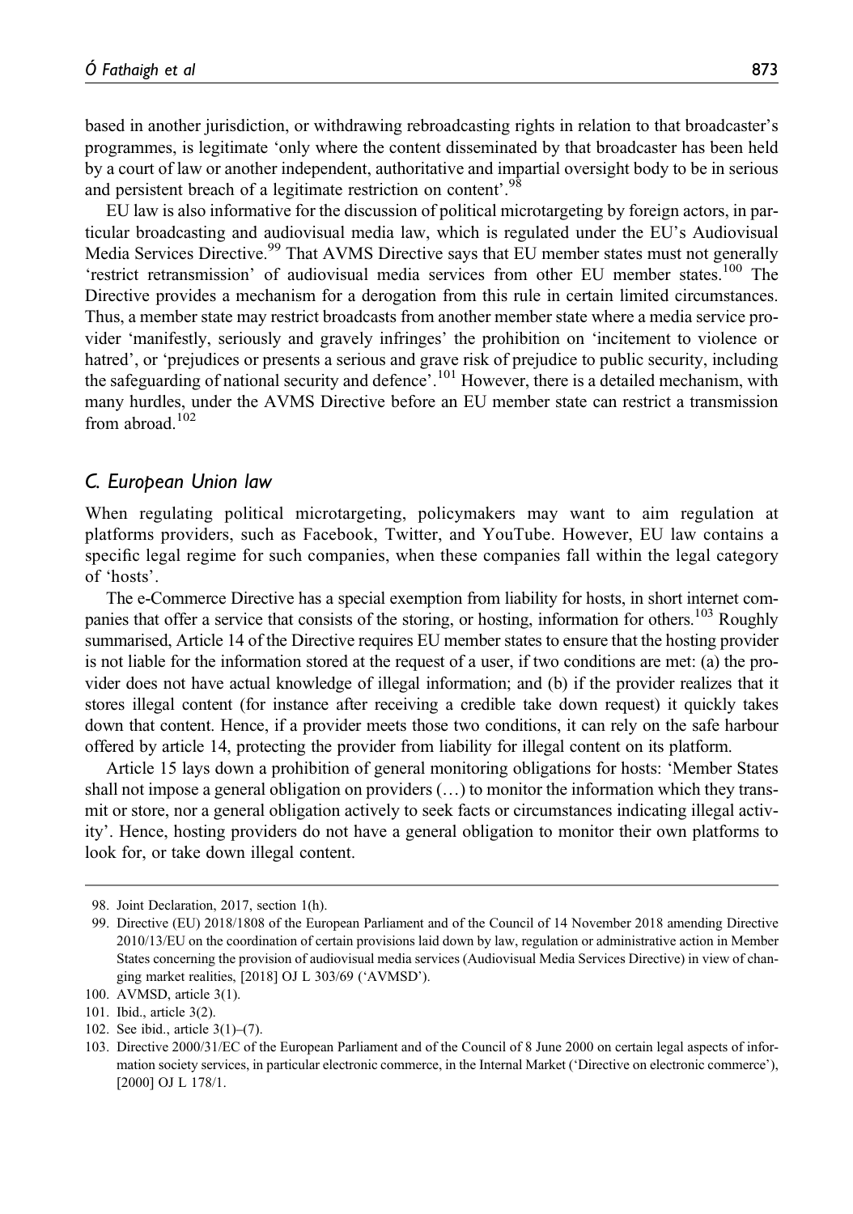based in another jurisdiction, or withdrawing rebroadcasting rights in relation to that broadcaster's programmes, is legitimate 'only where the content disseminated by that broadcaster has been held by a court of law or another independent, authoritative and impartial oversight body to be in serious and persistent breach of a legitimate restriction on content'.[98]

EU law is also informative for the discussion of political microtargeting by foreign actors, in particular broadcasting and audiovisual media law, which is regulated under the EU's Audiovisual Media Services Directive.[99] That AVMS Directive says that EU member states must not generally 'restrict retransmission' of audiovisual media services from other EU member states.[100] The Directive provides a mechanism for a derogation from this rule in certain limited circumstances. Thus, a member state may restrict broadcasts from another member state where a media service provider 'manifestly, seriously and gravely infringes' the prohibition on 'incitement to violence or hatred', or 'prejudices or presents a serious and grave risk of prejudice to public security, including the safeguarding of national security and defence'.[101] However, there is a detailed mechanism, with many hurdles, under the AVMS Directive before an EU member state can restrict a transmission from abroad.[102]

### *C. European Union law*

When regulating political microtargeting, policymakers may want to aim regulation at platforms providers, such as Facebook, Twitter, and YouTube. However, EU law contains a specific legal regime for such companies, when these companies fall within the legal category of 'hosts'.

The e-Commerce Directive has a special exemption from liability for hosts, in short internet companies that offer a service that consists of the storing, or hosting, information for others.[103] Roughly summarised, Article 14 of the Directive requires EU member states to ensure that the hosting provider is not liable for the information stored at the request of a user, if two conditions are met: (a) the provider does not have actual knowledge of illegal information; and (b) if the provider realizes that it stores illegal content (for instance after receiving a credible take down request) it quickly takes down that content. Hence, if a provider meets those two conditions, it can rely on the safe harbour offered by article 14, protecting the provider from liability for illegal content on its platform.

Article 15 lays down a prohibition of general monitoring obligations for hosts: 'Member States shall not impose a general obligation on providers (…) to monitor the information which they transmit or store, nor a general obligation actively to seek facts or circumstances indicating illegal activity'. Hence, hosting providers do not have a general obligation to monitor their own platforms to look for, or take down illegal content.

---

98. Joint Declaration, 2017, section 1(h).

99. Directive (EU) 2018/1808 of the European Parliament and of the Council of 14 November 2018 amending Directive 2010/13/EU on the coordination of certain provisions laid down by law, regulation or administrative action in Member States concerning the provision of audiovisual media services (Audiovisual Media Services Directive) in view of changing market realities, [2018] OJ L 303/69 ('AVMSD').

100. AVMSD, article 3(1).

101. Ibid., article 3(2).

102. See ibid., article 3(1)–(7).

103. Directive 2000/31/EC of the European Parliament and of the Council of 8 June 2000 on certain legal aspects of information society services, in particular electronic commerce, in the Internal Market ('Directive on electronic commerce'), [2000] OJ L 178/1.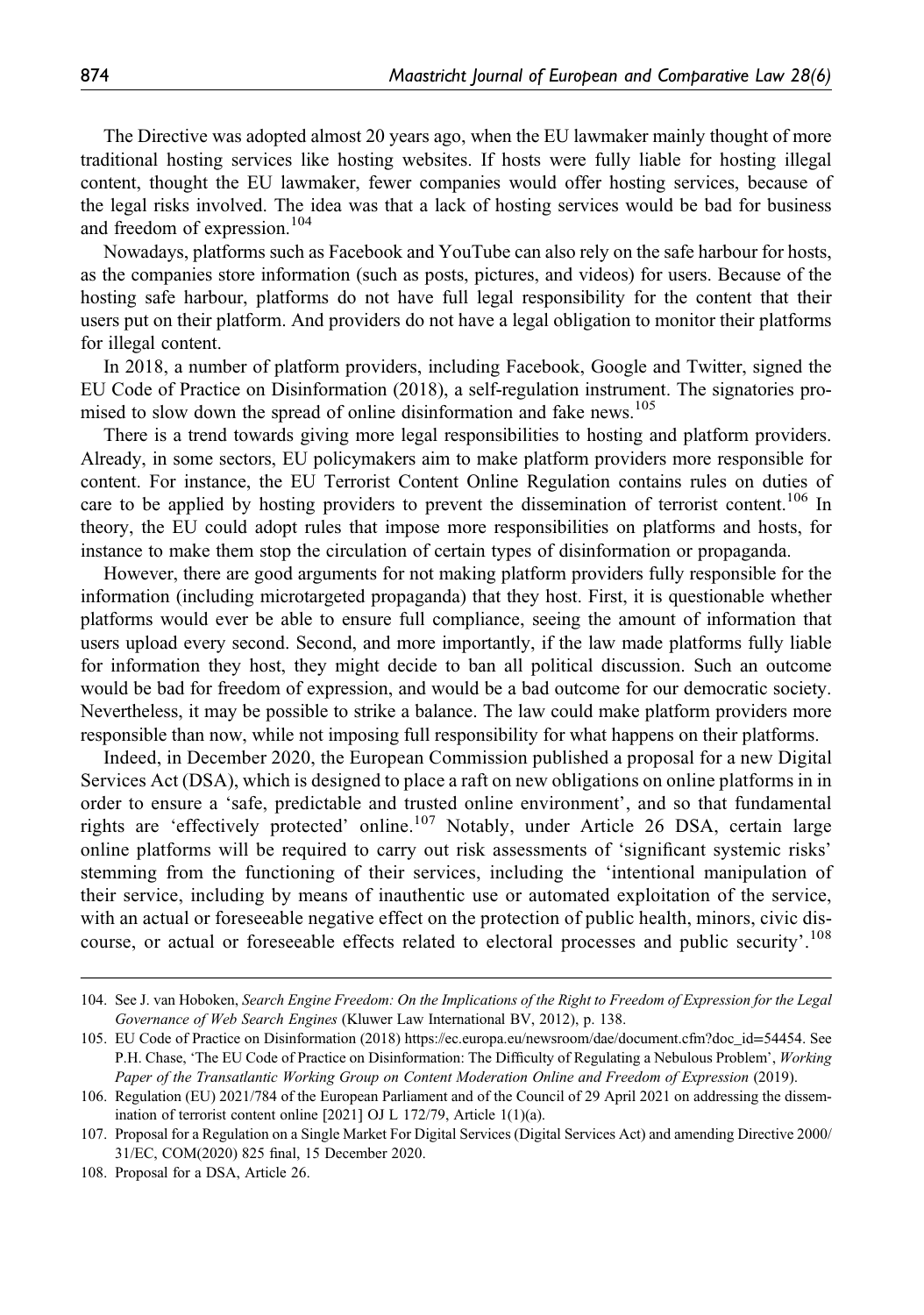The Directive was adopted almost 20 years ago, when the EU lawmaker mainly thought of more traditional hosting services like hosting websites. If hosts were fully liable for hosting illegal content, thought the EU lawmaker, fewer companies would offer hosting services, because of the legal risks involved. The idea was that a lack of hosting services would be bad for business and freedom of expression.[104]

Nowadays, platforms such as Facebook and YouTube can also rely on the safe harbour for hosts, as the companies store information (such as posts, pictures, and videos) for users. Because of the hosting safe harbour, platforms do not have full legal responsibility for the content that their users put on their platform. And providers do not have a legal obligation to monitor their platforms for illegal content.

In 2018, a number of platform providers, including Facebook, Google and Twitter, signed the EU Code of Practice on Disinformation (2018), a self-regulation instrument. The signatories promised to slow down the spread of online disinformation and fake news.[105]

There is a trend towards giving more legal responsibilities to hosting and platform providers. Already, in some sectors, EU policymakers aim to make platform providers more responsible for content. For instance, the EU Terrorist Content Online Regulation contains rules on duties of care to be applied by hosting providers to prevent the dissemination of terrorist content.[106] In theory, the EU could adopt rules that impose more responsibilities on platforms and hosts, for instance to make them stop the circulation of certain types of disinformation or propaganda.

However, there are good arguments for not making platform providers fully responsible for the information (including microtargeted propaganda) that they host. First, it is questionable whether platforms would ever be able to ensure full compliance, seeing the amount of information that users upload every second. Second, and more importantly, if the law made platforms fully liable for information they host, they might decide to ban all political discussion. Such an outcome would be bad for freedom of expression, and would be a bad outcome for our democratic society. Nevertheless, it may be possible to strike a balance. The law could make platform providers more responsible than now, while not imposing full responsibility for what happens on their platforms.

Indeed, in December 2020, the European Commission published a proposal for a new Digital Services Act (DSA), which is designed to place a raft on new obligations on online platforms in in order to ensure a 'safe, predictable and trusted online environment', and so that fundamental rights are 'effectively protected' online.[107] Notably, under Article 26 DSA, certain large online platforms will be required to carry out risk assessments of 'significant systemic risks' stemming from the functioning of their services, including the 'intentional manipulation of their service, including by means of inauthentic use or automated exploitation of the service, with an actual or foreseeable negative effect on the protection of public health, minors, civic discourse, or actual or foreseeable effects related to electoral processes and public security'.[108]

---

104. See J. van Hoboken, *Search Engine Freedom: On the Implications of the Right to Freedom of Expression for the Legal Governance of Web Search Engines* (Kluwer Law International BV, 2012), p. 138.

105. EU Code of Practice on Disinformation (2018) https://ec.europa.eu/newsroom/dae/document.cfm?doc_id=54454. See P.H. Chase, 'The EU Code of Practice on Disinformation: The Difficulty of Regulating a Nebulous Problem', *Working Paper of the Transatlantic Working Group on Content Moderation Online and Freedom of Expression* (2019).

106. Regulation (EU) 2021/784 of the European Parliament and of the Council of 29 April 2021 on addressing the dissemination of terrorist content online [2021] OJ L 172/79, Article 1(1)(a).

107. Proposal for a Regulation on a Single Market For Digital Services (Digital Services Act) and amending Directive 2000/31/EC, COM(2020) 825 final, 15 December 2020.

108. Proposal for a DSA, Article 26.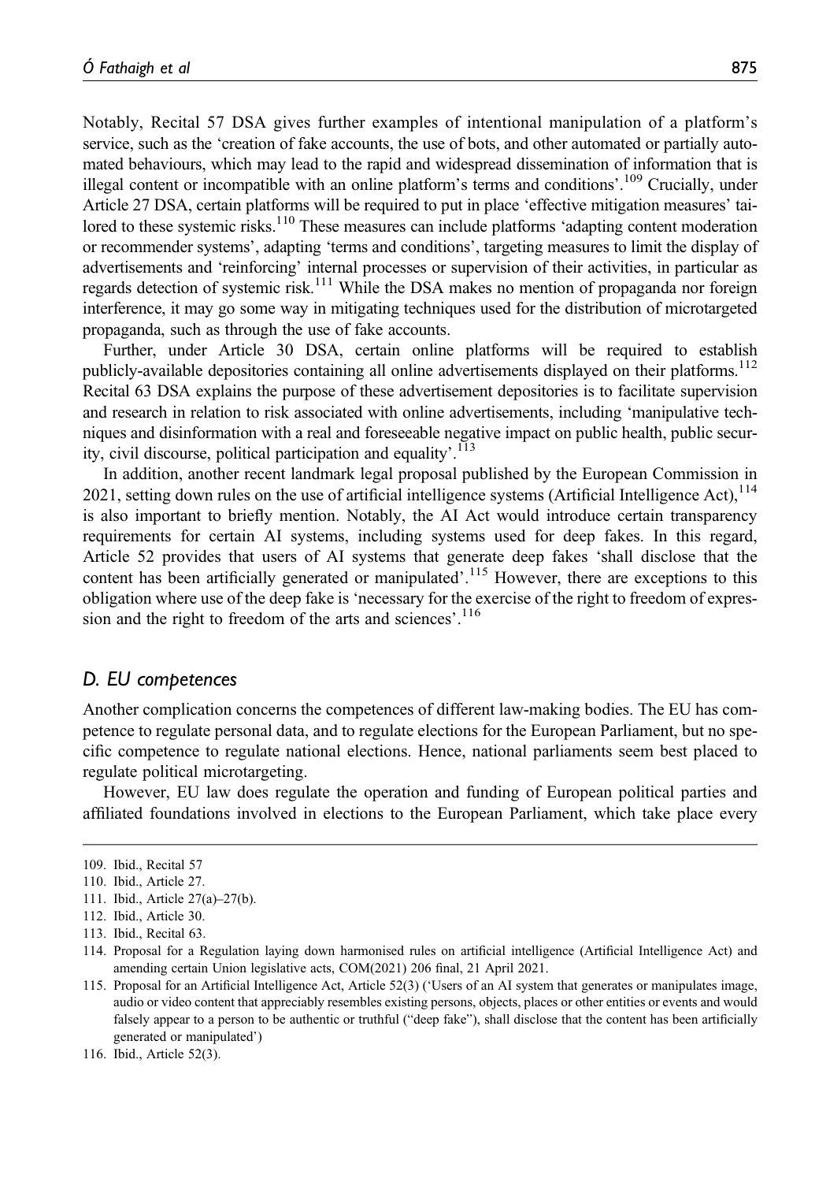Notably, Recital 57 DSA gives further examples of intentional manipulation of a platform's service, such as the 'creation of fake accounts, the use of bots, and other automated or partially automated behaviours, which may lead to the rapid and widespread dissemination of information that is illegal content or incompatible with an online platform's terms and conditions'.[109] Crucially, under Article 27 DSA, certain platforms will be required to put in place 'effective mitigation measures' tailored to these systemic risks.[110] These measures can include platforms 'adapting content moderation or recommender systems', adapting 'terms and conditions', targeting measures to limit the display of advertisements and 'reinforcing' internal processes or supervision of their activities, in particular as regards detection of systemic risk.[111] While the DSA makes no mention of propaganda nor foreign interference, it may go some way in mitigating techniques used for the distribution of microtargeted propaganda, such as through the use of fake accounts.

Further, under Article 30 DSA, certain online platforms will be required to establish publicly-available depositories containing all online advertisements displayed on their platforms.[112] Recital 63 DSA explains the purpose of these advertisement depositories is to facilitate supervision and research in relation to risk associated with online advertisements, including 'manipulative techniques and disinformation with a real and foreseeable negative impact on public health, public security, civil discourse, political participation and equality'.[113]

In addition, another recent landmark legal proposal published by the European Commission in 2021, setting down rules on the use of artificial intelligence systems (Artificial Intelligence Act),[114] is also important to briefly mention. Notably, the AI Act would introduce certain transparency requirements for certain AI systems, including systems used for deep fakes. In this regard, Article 52 provides that users of AI systems that generate deep fakes 'shall disclose that the content has been artificially generated or manipulated'.[115] However, there are exceptions to this obligation where use of the deep fake is 'necessary for the exercise of the right to freedom of expression and the right to freedom of the arts and sciences'.[116]

### *D. EU competences*

Another complication concerns the competences of different law-making bodies. The EU has competence to regulate personal data, and to regulate elections for the European Parliament, but no specific competence to regulate national elections. Hence, national parliaments seem best placed to regulate political microtargeting.

However, EU law does regulate the operation and funding of European political parties and affiliated foundations involved in elections to the European Parliament, which take place every

---

109. Ibid., Recital 57

110. Ibid., Article 27.

111. Ibid., Article 27(a)–27(b).

112. Ibid., Article 30.

113. Ibid., Recital 63.

114. Proposal for a Regulation laying down harmonised rules on artificial intelligence (Artificial Intelligence Act) and amending certain Union legislative acts, COM(2021) 206 final, 21 April 2021.

115. Proposal for an Artificial Intelligence Act, Article 52(3) ('Users of an AI system that generates or manipulates image, audio or video content that appreciably resembles existing persons, objects, places or other entities or events and would falsely appear to a person to be authentic or truthful ("deep fake"), shall disclose that the content has been artificially generated or manipulated')

116. Ibid., Article 52(3).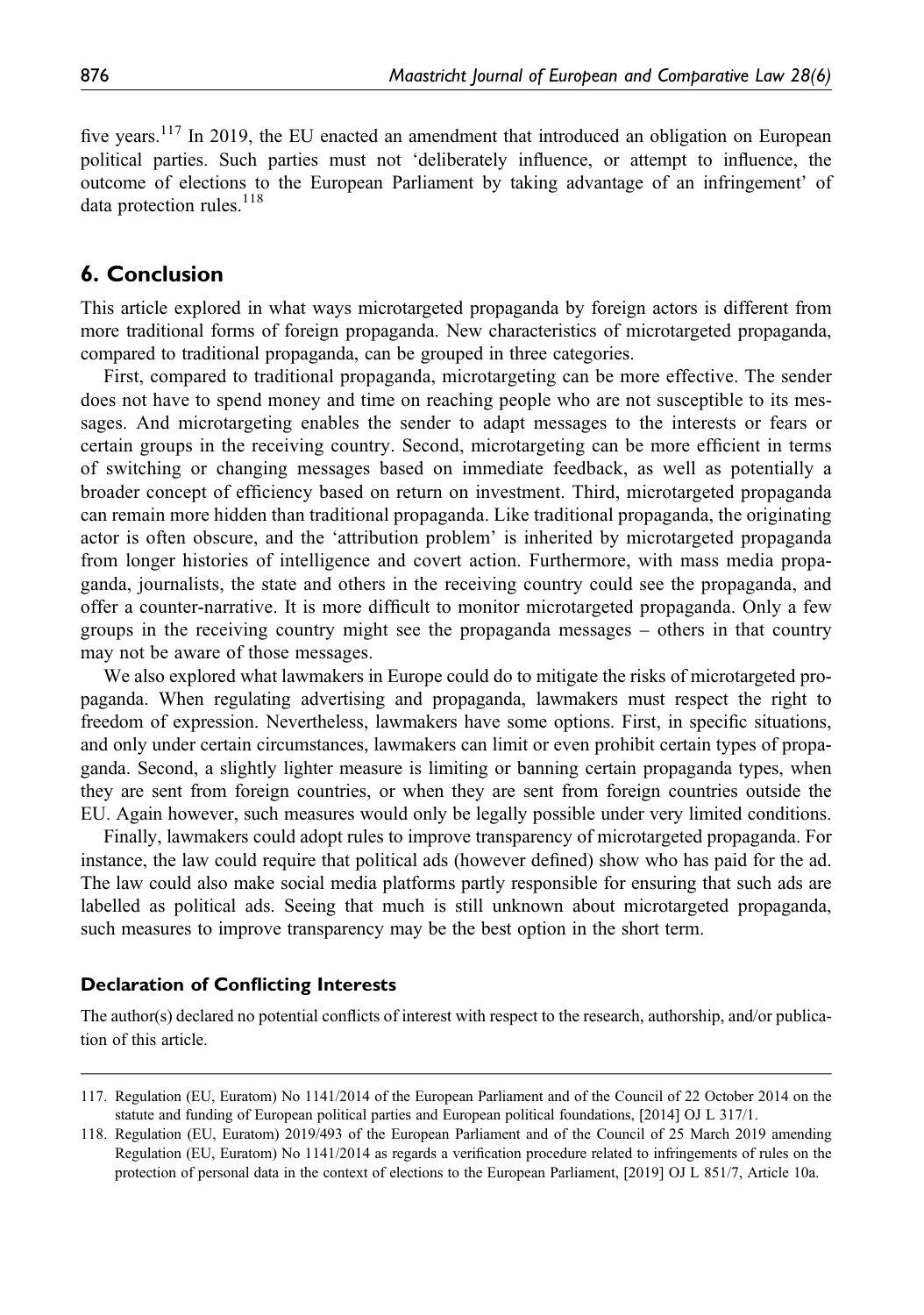five years.[117] In 2019, the EU enacted an amendment that introduced an obligation on European political parties. Such parties must not 'deliberately influence, or attempt to influence, the outcome of elections to the European Parliament by taking advantage of an infringement' of data protection rules.[118]

## 6. Conclusion

This article explored in what ways microtargeted propaganda by foreign actors is different from more traditional forms of foreign propaganda. New characteristics of microtargeted propaganda, compared to traditional propaganda, can be grouped in three categories.

First, compared to traditional propaganda, microtargeting can be more effective. The sender does not have to spend money and time on reaching people who are not susceptible to its messages. And microtargeting enables the sender to adapt messages to the interests or fears or certain groups in the receiving country. Second, microtargeting can be more efficient in terms of switching or changing messages based on immediate feedback, as well as potentially a broader concept of efficiency based on return on investment. Third, microtargeted propaganda can remain more hidden than traditional propaganda. Like traditional propaganda, the originating actor is often obscure, and the 'attribution problem' is inherited by microtargeted propaganda from longer histories of intelligence and covert action. Furthermore, with mass media propaganda, journalists, the state and others in the receiving country could see the propaganda, and offer a counter-narrative. It is more difficult to monitor microtargeted propaganda. Only a few groups in the receiving country might see the propaganda messages – others in that country may not be aware of those messages.

We also explored what lawmakers in Europe could do to mitigate the risks of microtargeted propaganda. When regulating advertising and propaganda, lawmakers must respect the right to freedom of expression. Nevertheless, lawmakers have some options. First, in specific situations, and only under certain circumstances, lawmakers can limit or even prohibit certain types of propaganda. Second, a slightly lighter measure is limiting or banning certain propaganda types, when they are sent from foreign countries, or when they are sent from foreign countries outside the EU. Again however, such measures would only be legally possible under very limited conditions.

Finally, lawmakers could adopt rules to improve transparency of microtargeted propaganda. For instance, the law could require that political ads (however defined) show who has paid for the ad. The law could also make social media platforms partly responsible for ensuring that such ads are labelled as political ads. Seeing that much is still unknown about microtargeted propaganda, such measures to improve transparency may be the best option in the short term.

### Declaration of Conflicting Interests

The author(s) declared no potential conflicts of interest with respect to the research, authorship, and/or publication of this article.

---

117. Regulation (EU, Euratom) No 1141/2014 of the European Parliament and of the Council of 22 October 2014 on the statute and funding of European political parties and European political foundations, [2014] OJ L 317/1.

118. Regulation (EU, Euratom) 2019/493 of the European Parliament and of the Council of 25 March 2019 amending Regulation (EU, Euratom) No 1141/2014 as regards a verification procedure related to infringements of rules on the protection of personal data in the context of elections to the European Parliament, [2019] OJ L 851/7, Article 10a.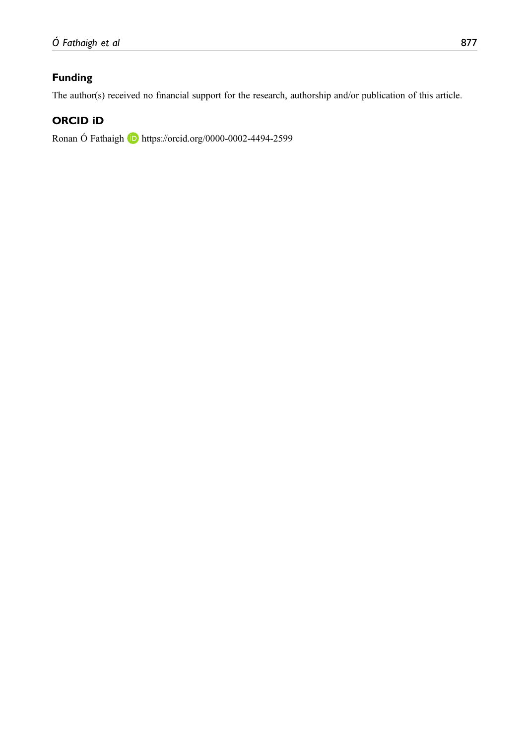## Funding

The author(s) received no financial support for the research, authorship and/or publication of this article.

## ORCID iD

Ronan Ó Fathaigh https://orcid.org/0000-0002-4494-2599